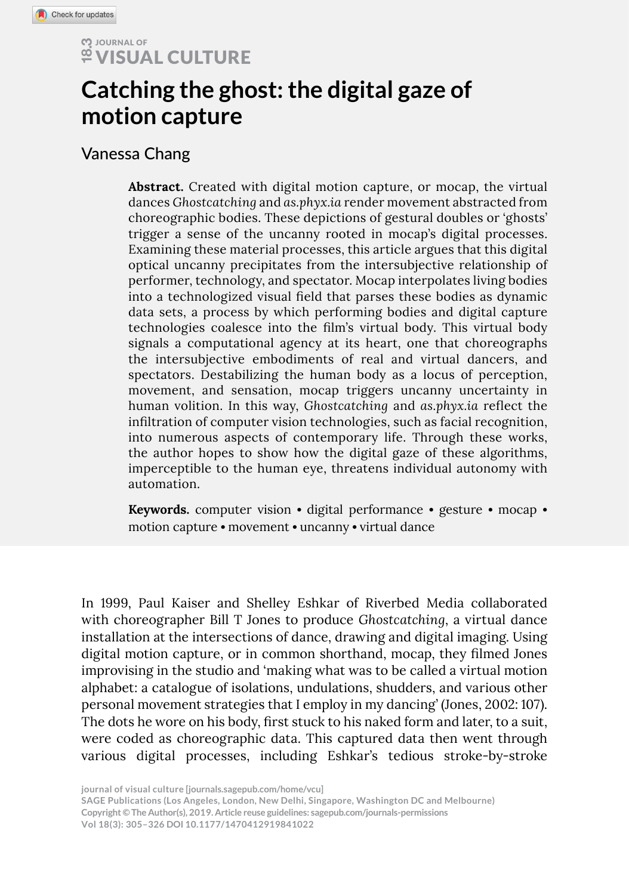# Catching the ghost: the digital gaze of motion capture

Vanessa Chang

**Abstract.** Created with digital motion capture, or mocap, the virtual dances *Ghostcatching* and *as.phyx.ia* render movement abstracted from choreographic bodies. These depictions of gestural doubles or 'ghosts' trigger a sense of the uncanny rooted in mocap's digital processes. Examining these material processes, this article argues that this digital optical uncanny precipitates from the intersubjective relationship of performer, technology, and spectator. Mocap interpolates living bodies into a technologized visual field that parses these bodies as dynamic data sets, a process by which performing bodies and digital capture technologies coalesce into the film's virtual body. This virtual body signals a computational agency at its heart, one that choreographs the intersubjective embodiments of real and virtual dancers, and spectators. Destabilizing the human body as a locus of perception, movement, and sensation, mocap triggers uncanny uncertainty in human volition. In this way, *Ghostcatching* and *as.phyx.ia* reflect the infiltration of computer vision technologies, such as facial recognition, into numerous aspects of contemporary life. Through these works, the author hopes to show how the digital gaze of these algorithms, imperceptible to the human eye, threatens individual autonomy with automation.

**Keywords.** computer vision • digital performance • gesture • mocap • motion capture • movement • uncanny • virtual dance

In 1999, Paul Kaiser and Shelley Eshkar of Riverbed Media collaborated with choreographer Bill T Jones to produce *Ghostcatching*, a virtual dance installation at the intersections of dance, drawing and digital imaging. Using digital motion capture, or in common shorthand, mocap, they filmed Jones improvising in the studio and 'making what was to be called a virtual motion alphabet: a catalogue of isolations, undulations, shudders, and various other personal movement strategies that I employ in my dancing' (Jones, 2002: 107). The dots he wore on his body, first stuck to his naked form and later, to a suit, were coded as choreographic data. This captured data then went through various digital processes, including Eshkar's tedious stroke-by-stroke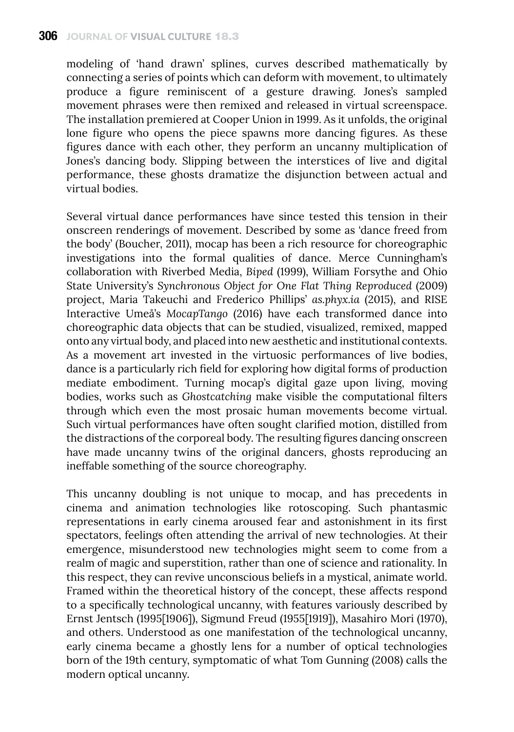modeling of 'hand drawn' splines, curves described mathematically by connecting a series of points which can deform with movement, to ultimately produce a figure reminiscent of a gesture drawing. Jones's sampled movement phrases were then remixed and released in virtual screenspace. The installation premiered at Cooper Union in 1999. As it unfolds, the original lone figure who opens the piece spawns more dancing figures. As these figures dance with each other, they perform an uncanny multiplication of Jones's dancing body. Slipping between the interstices of live and digital performance, these ghosts dramatize the disjunction between actual and virtual bodies.

Several virtual dance performances have since tested this tension in their onscreen renderings of movement. Described by some as 'dance freed from the body' (Boucher, 2011), mocap has been a rich resource for choreographic investigations into the formal qualities of dance. Merce Cunningham's collaboration with Riverbed Media, *Biped* (1999), William Forsythe and Ohio State University's *Synchronous Object for One Flat Thing Reproduced* (2009) project, Maria Takeuchi and Frederico Phillips' *as.phyx.ia* (2015), and RISE Interactive Umeå's *MocapTango* (2016) have each transformed dance into choreographic data objects that can be studied, visualized, remixed, mapped onto any virtual body, and placed into new aesthetic and institutional contexts. As a movement art invested in the virtuosic performances of live bodies, dance is a particularly rich field for exploring how digital forms of production mediate embodiment. Turning mocap's digital gaze upon living, moving bodies, works such as *Ghostcatching* make visible the computational filters through which even the most prosaic human movements become virtual. Such virtual performances have often sought clarified motion, distilled from the distractions of the corporeal body. The resulting figures dancing onscreen have made uncanny twins of the original dancers, ghosts reproducing an ineffable something of the source choreography.

This uncanny doubling is not unique to mocap, and has precedents in cinema and animation technologies like rotoscoping. Such phantasmic representations in early cinema aroused fear and astonishment in its first spectators, feelings often attending the arrival of new technologies. At their emergence, misunderstood new technologies might seem to come from a realm of magic and superstition, rather than one of science and rationality. In this respect, they can revive unconscious beliefs in a mystical, animate world. Framed within the theoretical history of the concept, these affects respond to a specifically technological uncanny, with features variously described by Ernst Jentsch (1995[1906]), Sigmund Freud (1955[1919]), Masahiro Mori (1970), and others. Understood as one manifestation of the technological uncanny, early cinema became a ghostly lens for a number of optical technologies born of the 19th century, symptomatic of what Tom Gunning (2008) calls the modern optical uncanny.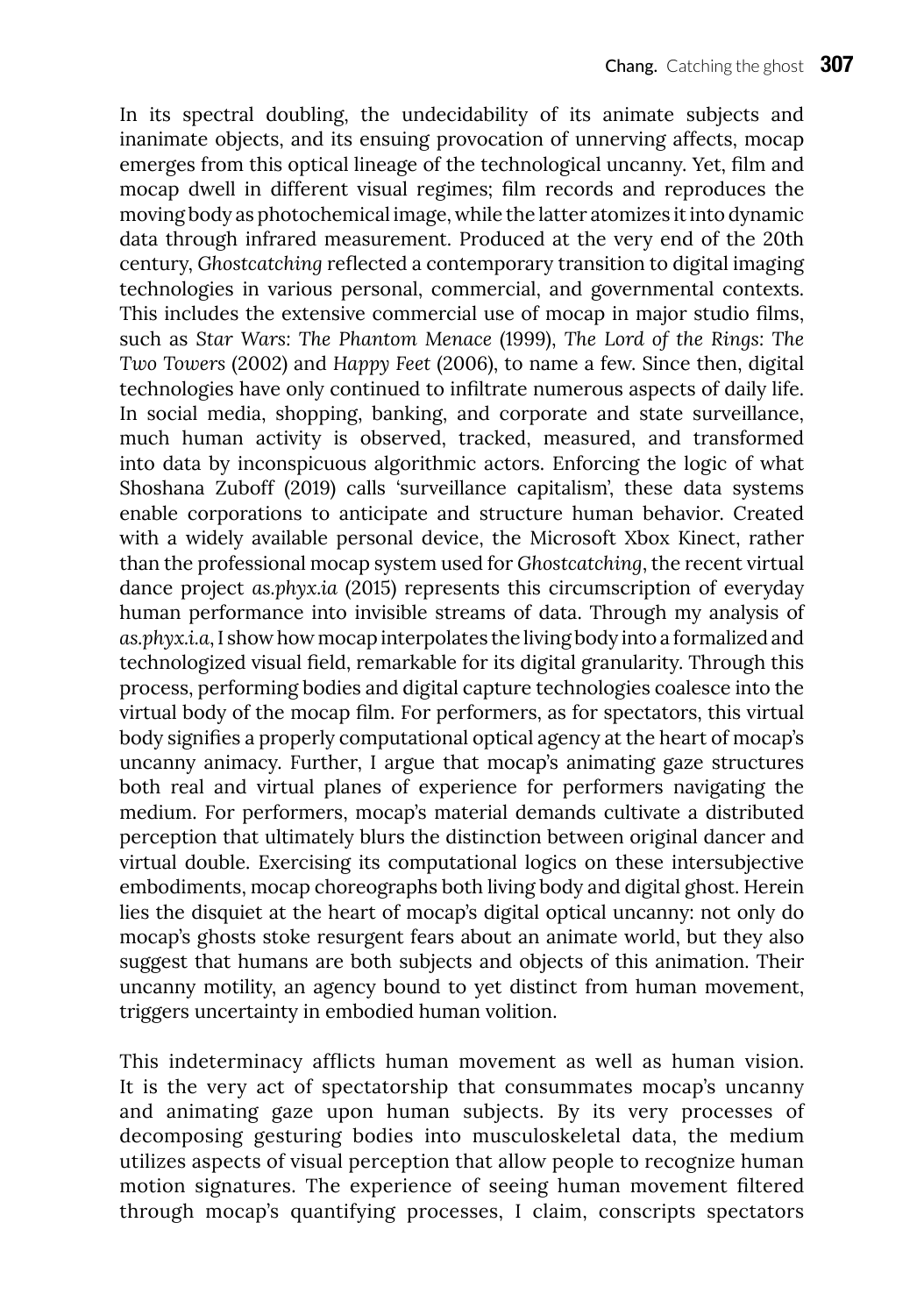In its spectral doubling, the undecidability of its animate subjects and inanimate objects, and its ensuing provocation of unnerving affects, mocap emerges from this optical lineage of the technological uncanny. Yet, film and mocap dwell in different visual regimes; film records and reproduces the moving body as photochemical image, while the latter atomizes it into dynamic data through infrared measurement. Produced at the very end of the 20th century, *Ghostcatching* reflected a contemporary transition to digital imaging technologies in various personal, commercial, and governmental contexts. This includes the extensive commercial use of mocap in major studio films, such as *Star Wars: The Phantom Menace* (1999), *The Lord of the Rings: The Two Towers* (2002) and *Happy Feet* (2006), to name a few. Since then, digital technologies have only continued to infiltrate numerous aspects of daily life. In social media, shopping, banking, and corporate and state surveillance, much human activity is observed, tracked, measured, and transformed into data by inconspicuous algorithmic actors. Enforcing the logic of what Shoshana Zuboff (2019) calls 'surveillance capitalism', these data systems enable corporations to anticipate and structure human behavior. Created with a widely available personal device, the Microsoft Xbox Kinect, rather than the professional mocap system used for *Ghostcatching*, the recent virtual dance project *as.phyx.ia* (2015) represents this circumscription of everyday human performance into invisible streams of data. Through my analysis of *as.phyx.i.a*, I show how mocap interpolates the living body into a formalized and technologized visual field, remarkable for its digital granularity. Through this process, performing bodies and digital capture technologies coalesce into the virtual body of the mocap film. For performers, as for spectators, this virtual body signifies a properly computational optical agency at the heart of mocap's uncanny animacy. Further, I argue that mocap's animating gaze structures both real and virtual planes of experience for performers navigating the medium. For performers, mocap's material demands cultivate a distributed perception that ultimately blurs the distinction between original dancer and virtual double. Exercising its computational logics on these intersubjective embodiments, mocap choreographs both living body and digital ghost. Herein lies the disquiet at the heart of mocap's digital optical uncanny: not only do mocap's ghosts stoke resurgent fears about an animate world, but they also suggest that humans are both subjects and objects of this animation. Their uncanny motility, an agency bound to yet distinct from human movement, triggers uncertainty in embodied human volition.

This indeterminacy afflicts human movement as well as human vision. It is the very act of spectatorship that consummates mocap's uncanny and animating gaze upon human subjects. By its very processes of decomposing gesturing bodies into musculoskeletal data, the medium utilizes aspects of visual perception that allow people to recognize human motion signatures. The experience of seeing human movement filtered through mocap's quantifying processes, I claim, conscripts spectators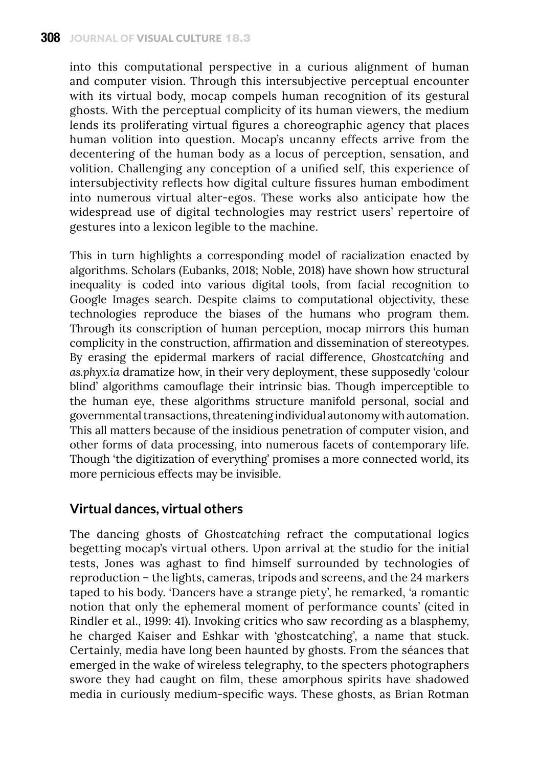into this computational perspective in a curious alignment of human and computer vision. Through this intersubjective perceptual encounter with its virtual body, mocap compels human recognition of its gestural ghosts. With the perceptual complicity of its human viewers, the medium lends its proliferating virtual figures a choreographic agency that places human volition into question. Mocap's uncanny effects arrive from the decentering of the human body as a locus of perception, sensation, and volition. Challenging any conception of a unified self, this experience of intersubjectivity reflects how digital culture fissures human embodiment into numerous virtual alter-egos. These works also anticipate how the widespread use of digital technologies may restrict users' repertoire of gestures into a lexicon legible to the machine.

This in turn highlights a corresponding model of racialization enacted by algorithms. Scholars (Eubanks, 2018; Noble, 2018) have shown how structural inequality is coded into various digital tools, from facial recognition to Google Images search. Despite claims to computational objectivity, these technologies reproduce the biases of the humans who program them. Through its conscription of human perception, mocap mirrors this human complicity in the construction, affirmation and dissemination of stereotypes. By erasing the epidermal markers of racial difference, *Ghostcatching* and *as.phyx.ia* dramatize how, in their very deployment, these supposedly 'colour blind' algorithms camouflage their intrinsic bias. Though imperceptible to the human eye, these algorithms structure manifold personal, social and governmental transactions, threatening individual autonomy with automation. This all matters because of the insidious penetration of computer vision, and other forms of data processing, into numerous facets of contemporary life. Though 'the digitization of everything' promises a more connected world, its more pernicious effects may be invisible.

## Virtual dances, virtual others

The dancing ghosts of *Ghostcatching* refract the computational logics begetting mocap's virtual others. Upon arrival at the studio for the initial tests, Jones was aghast to find himself surrounded by technologies of reproduction – the lights, cameras, tripods and screens, and the 24 markers taped to his body. 'Dancers have a strange piety', he remarked, 'a romantic notion that only the ephemeral moment of performance counts' (cited in Rindler et al., 1999: 41). Invoking critics who saw recording as a blasphemy, he charged Kaiser and Eshkar with 'ghostcatching', a name that stuck. Certainly, media have long been haunted by ghosts. From the séances that emerged in the wake of wireless telegraphy, to the specters photographers swore they had caught on film, these amorphous spirits have shadowed media in curiously medium-specific ways. These ghosts, as Brian Rotman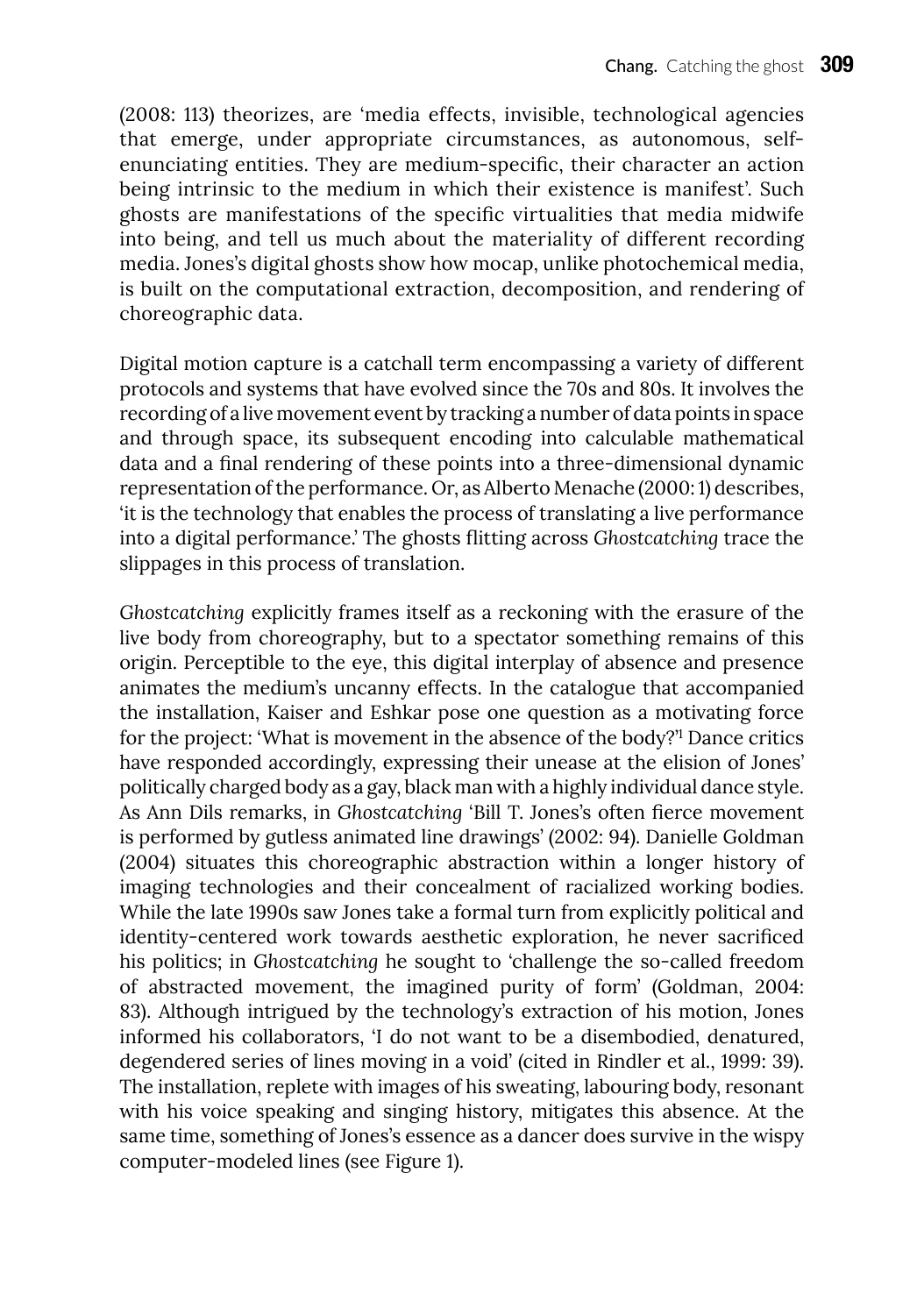(2008: 113) theorizes, are 'media effects, invisible, technological agencies that emerge, under appropriate circumstances, as autonomous, self-enunciating entities. They are medium-specific, their character an action being intrinsic to the medium in which their existence is manifest'. Such ghosts are manifestations of the specific virtualities that media midwife into being, and tell us much about the materiality of different recording media. Jones's digital ghosts show how mocap, unlike photochemical media, is built on the computational extraction, decomposition, and rendering of choreographic data.

Digital motion capture is a catchall term encompassing a variety of different protocols and systems that have evolved since the 70s and 80s. It involves the recording of a live movement event by tracking a number of data points in space and through space, its subsequent encoding into calculable mathematical data and a final rendering of these points into a three-dimensional dynamic representation of the performance. Or, as Alberto Menache (2000: 1) describes, 'it is the technology that enables the process of translating a live performance into a digital performance.' The ghosts flitting across *Ghostcatching* trace the slippages in this process of translation.

*Ghostcatching* explicitly frames itself as a reckoning with the erasure of the live body from choreography, but to a spectator something remains of this origin. Perceptible to the eye, this digital interplay of absence and presence animates the medium's uncanny effects. In the catalogue that accompanied the installation, Kaiser and Eshkar pose one question as a motivating force for the project: 'What is movement in the absence of the body?'[1] Dance critics have responded accordingly, expressing their unease at the elision of Jones' politically charged body as a gay, black man with a highly individual dance style. As Ann Dils remarks, in *Ghostcatching* 'Bill T. Jones's often fierce movement is performed by gutless animated line drawings' (2002: 94). Danielle Goldman (2004) situates this choreographic abstraction within a longer history of imaging technologies and their concealment of racialized working bodies. While the late 1990s saw Jones take a formal turn from explicitly political and identity-centered work towards aesthetic exploration, he never sacrificed his politics; in *Ghostcatching* he sought to 'challenge the so-called freedom of abstracted movement, the imagined purity of form' (Goldman, 2004: 83). Although intrigued by the technology's extraction of his motion, Jones informed his collaborators, 'I do not want to be a disembodied, denatured, degendered series of lines moving in a void' (cited in Rindler et al., 1999: 39). The installation, replete with images of his sweating, labouring body, resonant with his voice speaking and singing history, mitigates this absence. At the same time, something of Jones's essence as a dancer does survive in the wispy computer-modeled lines (see Figure 1).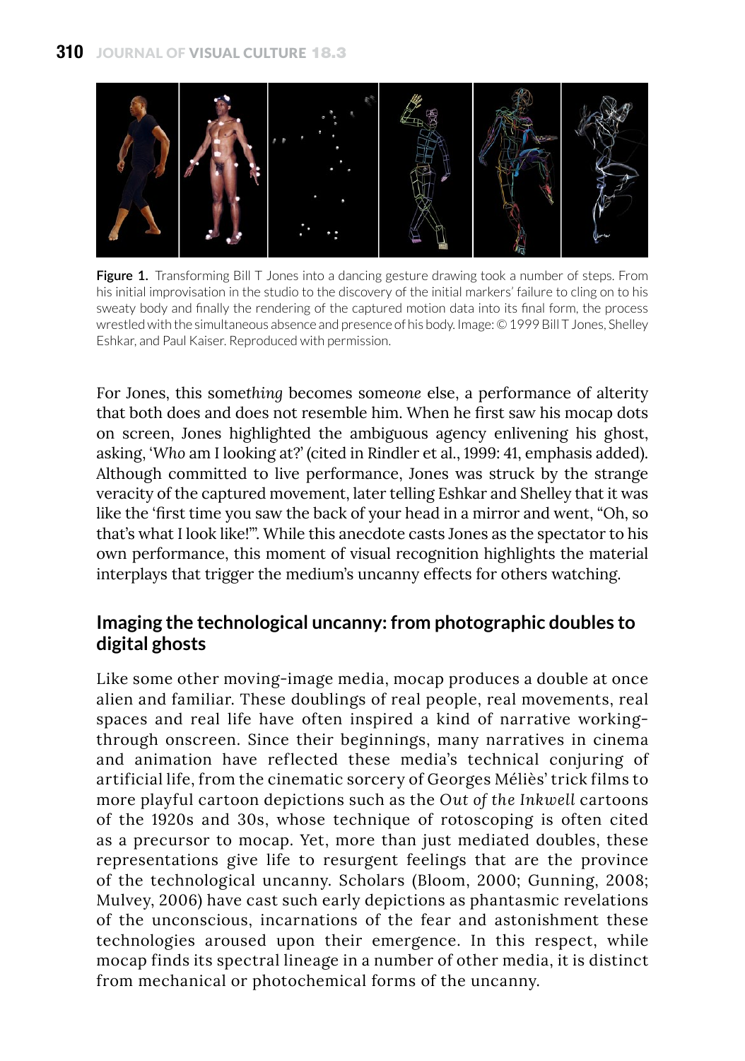**Figure 1.** Transforming Bill T Jones into a dancing gesture drawing took a number of steps. From his initial improvisation in the studio to the discovery of the initial markers' failure to cling on to his sweaty body and finally the rendering of the captured motion data into its final form, the process wrestled with the simultaneous absence and presence of his body. Image: © 1999 Bill T Jones, Shelley Eshkar, and Paul Kaiser. Reproduced with permission.

For Jones, this some*thing* becomes some*one* else, a performance of alterity that both does and does not resemble him. When he first saw his mocap dots on screen, Jones highlighted the ambiguous agency enlivening his ghost, asking, '*Who* am I looking at?' (cited in Rindler et al., 1999: 41, emphasis added). Although committed to live performance, Jones was struck by the strange veracity of the captured movement, later telling Eshkar and Shelley that it was like the 'first time you saw the back of your head in a mirror and went, "Oh, so that's what I look like!"'. While this anecdote casts Jones as the spectator to his own performance, this moment of visual recognition highlights the material interplays that trigger the medium's uncanny effects for others watching.

## Imaging the technological uncanny: from photographic doubles to digital ghosts

Like some other moving-image media, mocap produces a double at once alien and familiar. These doublings of real people, real movements, real spaces and real life have often inspired a kind of narrative working-through onscreen. Since their beginnings, many narratives in cinema and animation have reflected these media's technical conjuring of artificial life, from the cinematic sorcery of Georges Méliès' trick films to more playful cartoon depictions such as the *Out of the Inkwell* cartoons of the 1920s and 30s, whose technique of rotoscoping is often cited as a precursor to mocap. Yet, more than just mediated doubles, these representations give life to resurgent feelings that are the province of the technological uncanny. Scholars (Bloom, 2000; Gunning, 2008; Mulvey, 2006) have cast such early depictions as phantasmic revelations of the unconscious, incarnations of the fear and astonishment these technologies aroused upon their emergence. In this respect, while mocap finds its spectral lineage in a number of other media, it is distinct from mechanical or photochemical forms of the uncanny.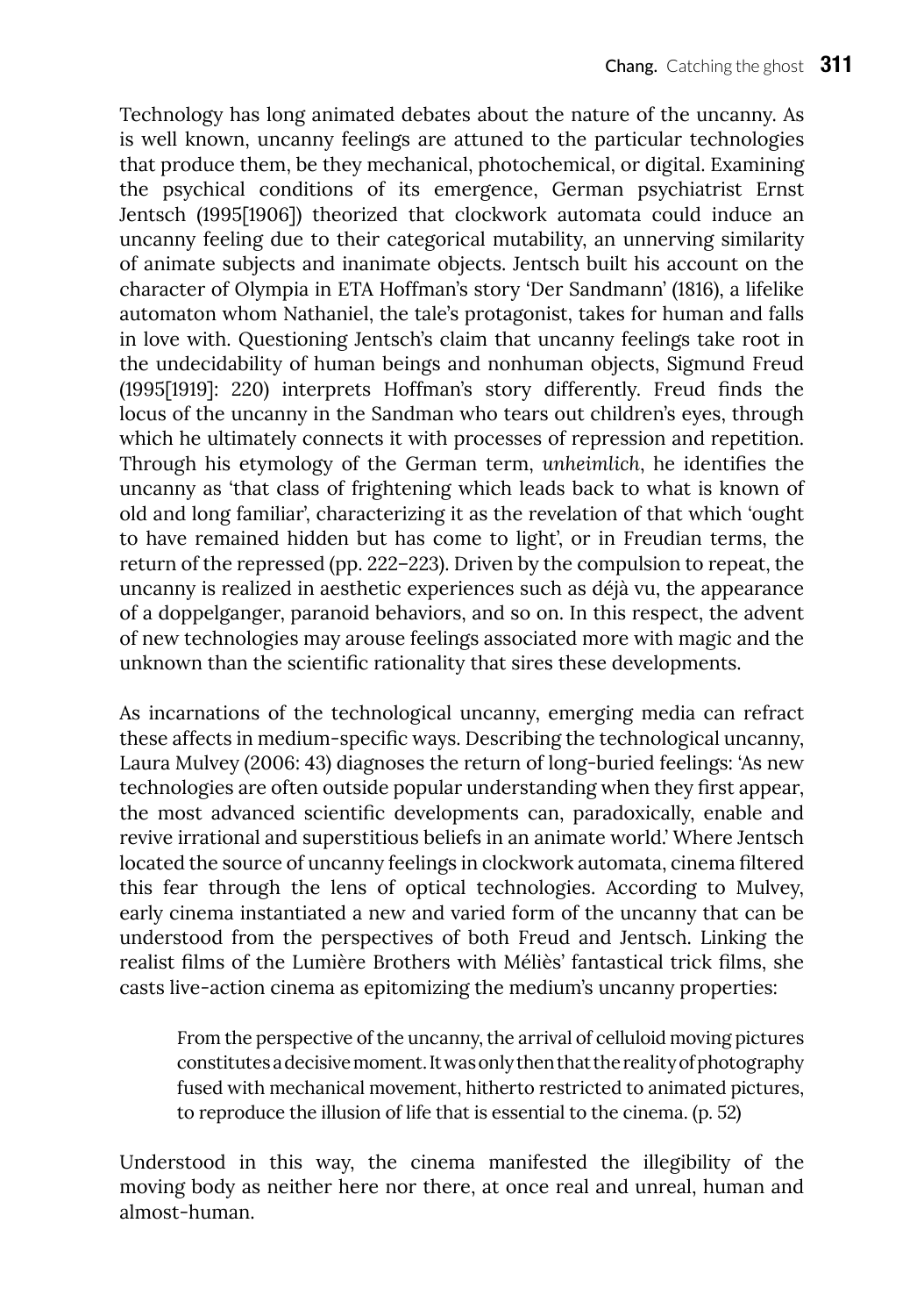Technology has long animated debates about the nature of the uncanny. As is well known, uncanny feelings are attuned to the particular technologies that produce them, be they mechanical, photochemical, or digital. Examining the psychical conditions of its emergence, German psychiatrist Ernst Jentsch (1995[1906]) theorized that clockwork automata could induce an uncanny feeling due to their categorical mutability, an unnerving similarity of animate subjects and inanimate objects. Jentsch built his account on the character of Olympia in ETA Hoffman's story 'Der Sandmann' (1816), a lifelike automaton whom Nathaniel, the tale's protagonist, takes for human and falls in love with. Questioning Jentsch's claim that uncanny feelings take root in the undecidability of human beings and nonhuman objects, Sigmund Freud (1995[1919]: 220) interprets Hoffman's story differently. Freud finds the locus of the uncanny in the Sandman who tears out children's eyes, through which he ultimately connects it with processes of repression and repetition. Through his etymology of the German term, *unheimlich*, he identifies the uncanny as 'that class of frightening which leads back to what is known of old and long familiar', characterizing it as the revelation of that which 'ought to have remained hidden but has come to light', or in Freudian terms, the return of the repressed (pp. 222–223). Driven by the compulsion to repeat, the uncanny is realized in aesthetic experiences such as déjà vu, the appearance of a doppelganger, paranoid behaviors, and so on. In this respect, the advent of new technologies may arouse feelings associated more with magic and the unknown than the scientific rationality that sires these developments.

As incarnations of the technological uncanny, emerging media can refract these affects in medium-specific ways. Describing the technological uncanny, Laura Mulvey (2006: 43) diagnoses the return of long-buried feelings: 'As new technologies are often outside popular understanding when they first appear, the most advanced scientific developments can, paradoxically, enable and revive irrational and superstitious beliefs in an animate world.' Where Jentsch located the source of uncanny feelings in clockwork automata, cinema filtered this fear through the lens of optical technologies. According to Mulvey, early cinema instantiated a new and varied form of the uncanny that can be understood from the perspectives of both Freud and Jentsch. Linking the realist films of the Lumière Brothers with Méliès' fantastical trick films, she casts live-action cinema as epitomizing the medium's uncanny properties:

> From the perspective of the uncanny, the arrival of celluloid moving pictures constitutes a decisive moment. It was only then that the reality of photography fused with mechanical movement, hitherto restricted to animated pictures, to reproduce the illusion of life that is essential to the cinema. (p. 52)

Understood in this way, the cinema manifested the illegibility of the moving body as neither here nor there, at once real and unreal, human and almost-human.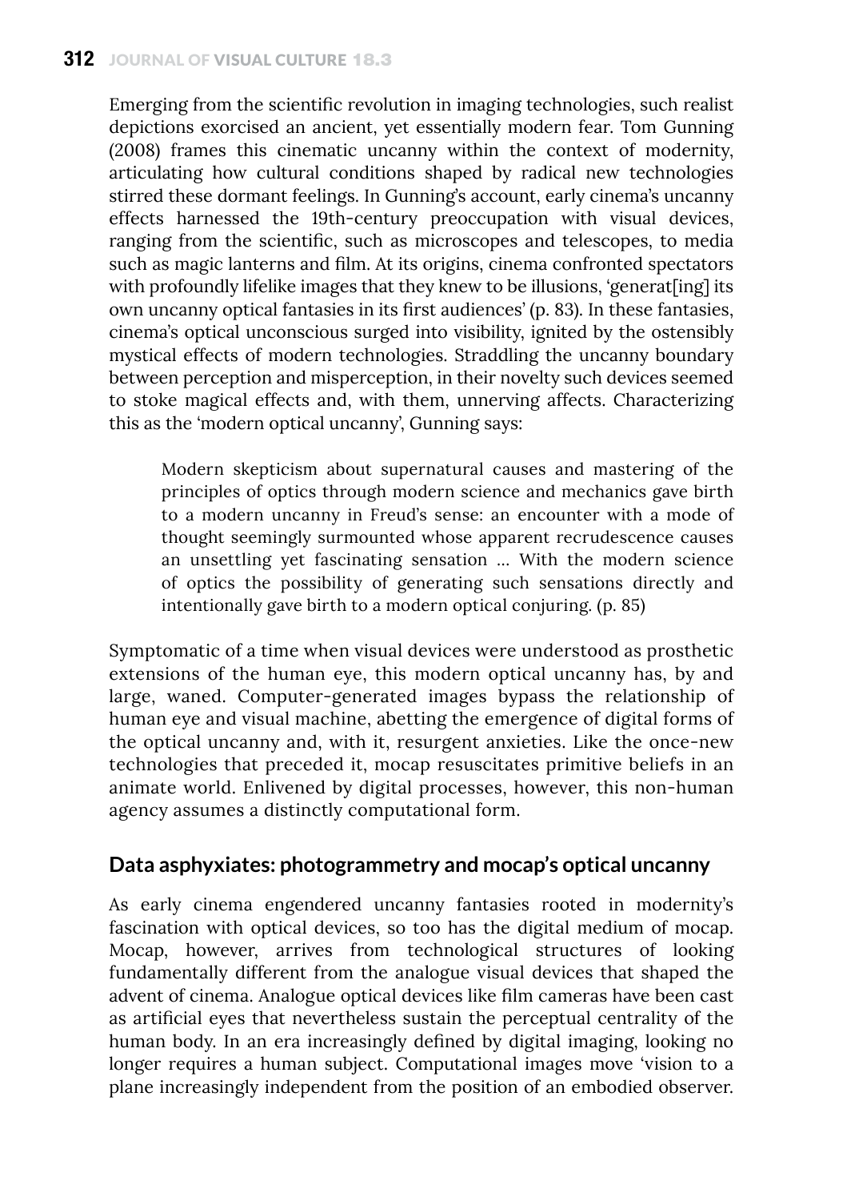Emerging from the scientific revolution in imaging technologies, such realist depictions exorcised an ancient, yet essentially modern fear. Tom Gunning (2008) frames this cinematic uncanny within the context of modernity, articulating how cultural conditions shaped by radical new technologies stirred these dormant feelings. In Gunning's account, early cinema's uncanny effects harnessed the 19th-century preoccupation with visual devices, ranging from the scientific, such as microscopes and telescopes, to media such as magic lanterns and film. At its origins, cinema confronted spectators with profoundly lifelike images that they knew to be illusions, 'generat[ing] its own uncanny optical fantasies in its first audiences' (p. 83). In these fantasies, cinema's optical unconscious surged into visibility, ignited by the ostensibly mystical effects of modern technologies. Straddling the uncanny boundary between perception and misperception, in their novelty such devices seemed to stoke magical effects and, with them, unnerving affects. Characterizing this as the 'modern optical uncanny', Gunning says:

> Modern skepticism about supernatural causes and mastering of the principles of optics through modern science and mechanics gave birth to a modern uncanny in Freud's sense: an encounter with a mode of thought seemingly surmounted whose apparent recrudescence causes an unsettling yet fascinating sensation … With the modern science of optics the possibility of generating such sensations directly and intentionally gave birth to a modern optical conjuring. (p. 85)

Symptomatic of a time when visual devices were understood as prosthetic extensions of the human eye, this modern optical uncanny has, by and large, waned. Computer-generated images bypass the relationship of human eye and visual machine, abetting the emergence of digital forms of the optical uncanny and, with it, resurgent anxieties. Like the once-new technologies that preceded it, mocap resuscitates primitive beliefs in an animate world. Enlivened by digital processes, however, this non-human agency assumes a distinctly computational form.

## Data asphyxiates: photogrammetry and mocap's optical uncanny

As early cinema engendered uncanny fantasies rooted in modernity's fascination with optical devices, so too has the digital medium of mocap. Mocap, however, arrives from technological structures of looking fundamentally different from the analogue visual devices that shaped the advent of cinema. Analogue optical devices like film cameras have been cast as artificial eyes that nevertheless sustain the perceptual centrality of the human body. In an era increasingly defined by digital imaging, looking no longer requires a human subject. Computational images move 'vision to a plane increasingly independent from the position of an embodied observer.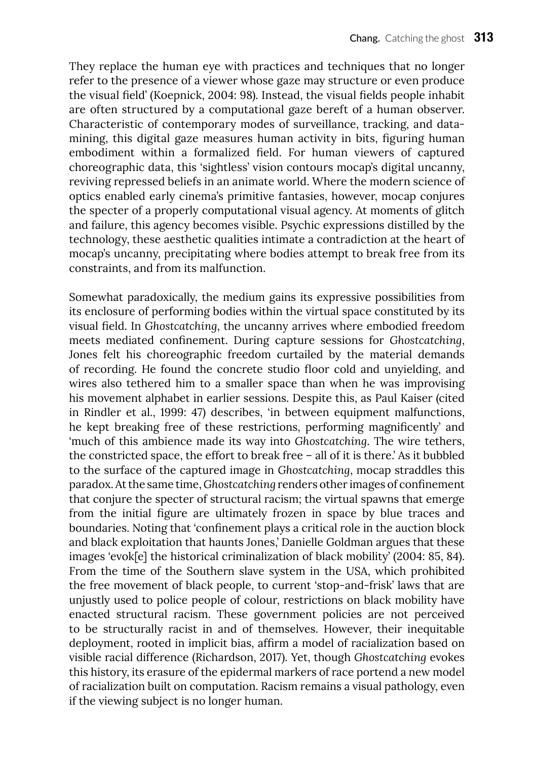They replace the human eye with practices and techniques that no longer refer to the presence of a viewer whose gaze may structure or even produce the visual field' (Koepnick, 2004: 98). Instead, the visual fields people inhabit are often structured by a computational gaze bereft of a human observer. Characteristic of contemporary modes of surveillance, tracking, and data-mining, this digital gaze measures human activity in bits, figuring human embodiment within a formalized field. For human viewers of captured choreographic data, this 'sightless' vision contours mocap's digital uncanny, reviving repressed beliefs in an animate world. Where the modern science of optics enabled early cinema's primitive fantasies, however, mocap conjures the specter of a properly computational visual agency. At moments of glitch and failure, this agency becomes visible. Psychic expressions distilled by the technology, these aesthetic qualities intimate a contradiction at the heart of mocap's uncanny, precipitating where bodies attempt to break free from its constraints, and from its malfunction.

Somewhat paradoxically, the medium gains its expressive possibilities from its enclosure of performing bodies within the virtual space constituted by its visual field. In *Ghostcatching*, the uncanny arrives where embodied freedom meets mediated confinement. During capture sessions for *Ghostcatching*, Jones felt his choreographic freedom curtailed by the material demands of recording. He found the concrete studio floor cold and unyielding, and wires also tethered him to a smaller space than when he was improvising his movement alphabet in earlier sessions. Despite this, as Paul Kaiser (cited in Rindler et al., 1999: 47) describes, 'in between equipment malfunctions, he kept breaking free of these restrictions, performing magnificently' and 'much of this ambience made its way into *Ghostcatching*. The wire tethers, the constricted space, the effort to break free – all of it is there.' As it bubbled to the surface of the captured image in *Ghostcatching*, mocap straddles this paradox. At the same time, *Ghostcatching* renders other images of confinement that conjure the specter of structural racism; the virtual spawns that emerge from the initial figure are ultimately frozen in space by blue traces and boundaries. Noting that 'confinement plays a critical role in the auction block and black exploitation that haunts Jones,' Danielle Goldman argues that these images 'evok[e] the historical criminalization of black mobility' (2004: 85, 84). From the time of the Southern slave system in the USA, which prohibited the free movement of black people, to current 'stop-and-frisk' laws that are unjustly used to police people of colour, restrictions on black mobility have enacted structural racism. These government policies are not perceived to be structurally racist in and of themselves. However, their inequitable deployment, rooted in implicit bias, affirm a model of racialization based on visible racial difference (Richardson, 2017). Yet, though *Ghostcatching* evokes this history, its erasure of the epidermal markers of race portend a new model of racialization built on computation. Racism remains a visual pathology, even if the viewing subject is no longer human.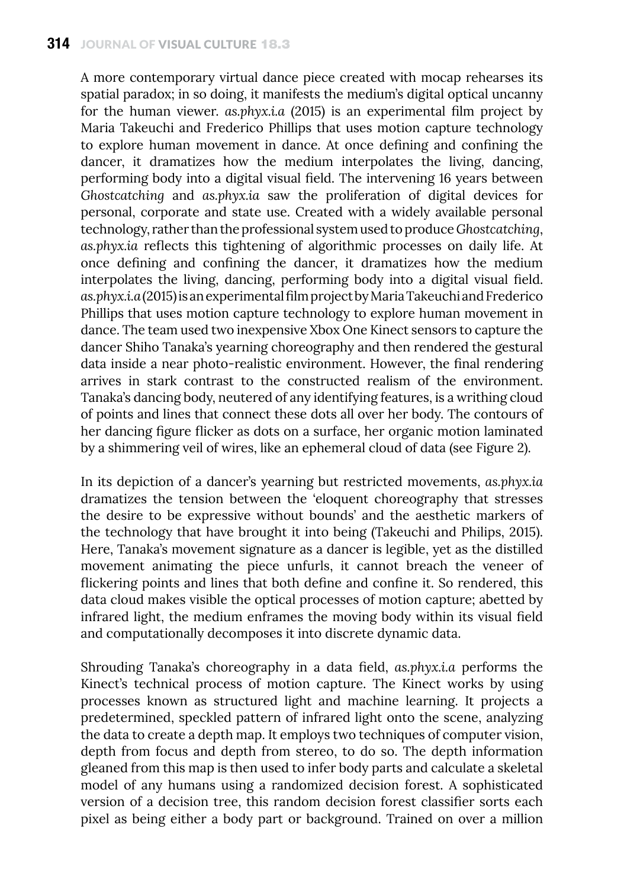A more contemporary virtual dance piece created with mocap rehearses its spatial paradox; in so doing, it manifests the medium's digital optical uncanny for the human viewer. *as.phyx.i.a* (2015) is an experimental film project by Maria Takeuchi and Frederico Phillips that uses motion capture technology to explore human movement in dance. At once defining and confining the dancer, it dramatizes how the medium interpolates the living, dancing, performing body into a digital visual field. The intervening 16 years between *Ghostcatching* and *as.phyx.ia* saw the proliferation of digital devices for personal, corporate and state use. Created with a widely available personal technology, rather than the professional system used to produce *Ghostcatching*, *as.phyx.ia* reflects this tightening of algorithmic processes on daily life. At once defining and confining the dancer, it dramatizes how the medium interpolates the living, dancing, performing body into a digital visual field. *as.phyx.i.a* (2015) is an experimental film project by Maria Takeuchi and Frederico Phillips that uses motion capture technology to explore human movement in dance. The team used two inexpensive Xbox One Kinect sensors to capture the dancer Shiho Tanaka's yearning choreography and then rendered the gestural data inside a near photo-realistic environment. However, the final rendering arrives in stark contrast to the constructed realism of the environment. Tanaka's dancing body, neutered of any identifying features, is a writhing cloud of points and lines that connect these dots all over her body. The contours of her dancing figure flicker as dots on a surface, her organic motion laminated by a shimmering veil of wires, like an ephemeral cloud of data (see Figure 2).

In its depiction of a dancer's yearning but restricted movements, *as.phyx.ia* dramatizes the tension between the 'eloquent choreography that stresses the desire to be expressive without bounds' and the aesthetic markers of the technology that have brought it into being (Takeuchi and Philips, 2015). Here, Tanaka's movement signature as a dancer is legible, yet as the distilled movement animating the piece unfurls, it cannot breach the veneer of flickering points and lines that both define and confine it. So rendered, this data cloud makes visible the optical processes of motion capture; abetted by infrared light, the medium enframes the moving body within its visual field and computationally decomposes it into discrete dynamic data.

Shrouding Tanaka's choreography in a data field, *as.phyx.i.a* performs the Kinect's technical process of motion capture. The Kinect works by using processes known as structured light and machine learning. It projects a predetermined, speckled pattern of infrared light onto the scene, analyzing the data to create a depth map. It employs two techniques of computer vision, depth from focus and depth from stereo, to do so. The depth information gleaned from this map is then used to infer body parts and calculate a skeletal model of any humans using a randomized decision forest. A sophisticated version of a decision tree, this random decision forest classifier sorts each pixel as being either a body part or background. Trained on over a million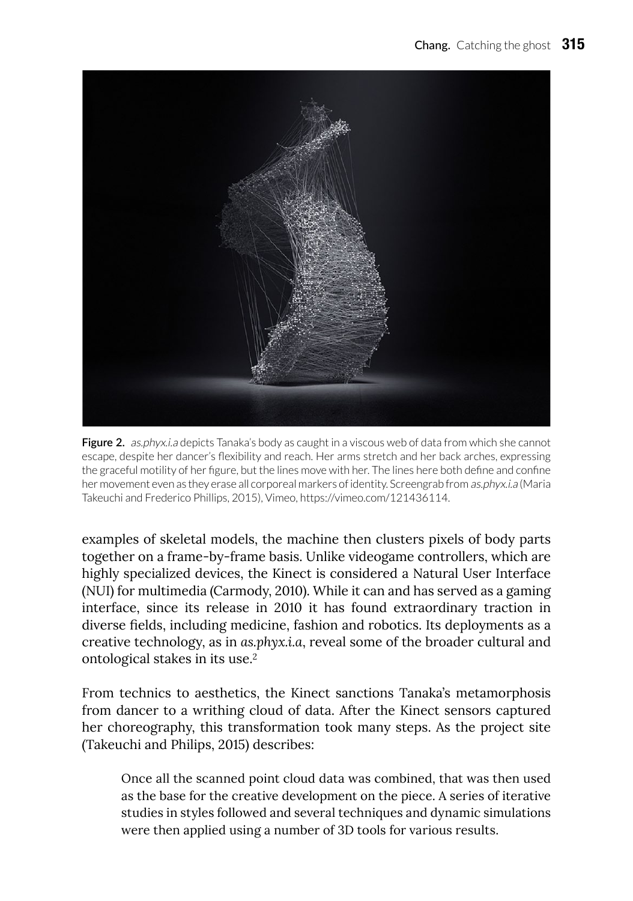**Figure 2.** *as.phyx.i.a* depicts Tanaka's body as caught in a viscous web of data from which she cannot escape, despite her dancer's flexibility and reach. Her arms stretch and her back arches, expressing the graceful motility of her figure, but the lines move with her. The lines here both define and confine her movement even as they erase all corporeal markers of identity. Screengrab from *as.phyx.i.a* (Maria Takeuchi and Frederico Phillips, 2015), Vimeo, https://vimeo.com/121436114.

examples of skeletal models, the machine then clusters pixels of body parts together on a frame-by-frame basis. Unlike videogame controllers, which are highly specialized devices, the Kinect is considered a Natural User Interface (NUI) for multimedia (Carmody, 2010). While it can and has served as a gaming interface, since its release in 2010 it has found extraordinary traction in diverse fields, including medicine, fashion and robotics. Its deployments as a creative technology, as in *as.phyx.i.a*, reveal some of the broader cultural and ontological stakes in its use.[2]

From technics to aesthetics, the Kinect sanctions Tanaka's metamorphosis from dancer to a writhing cloud of data. After the Kinect sensors captured her choreography, this transformation took many steps. As the project site (Takeuchi and Philips, 2015) describes:

> Once all the scanned point cloud data was combined, that was then used as the base for the creative development on the piece. A series of iterative studies in styles followed and several techniques and dynamic simulations were then applied using a number of 3D tools for various results.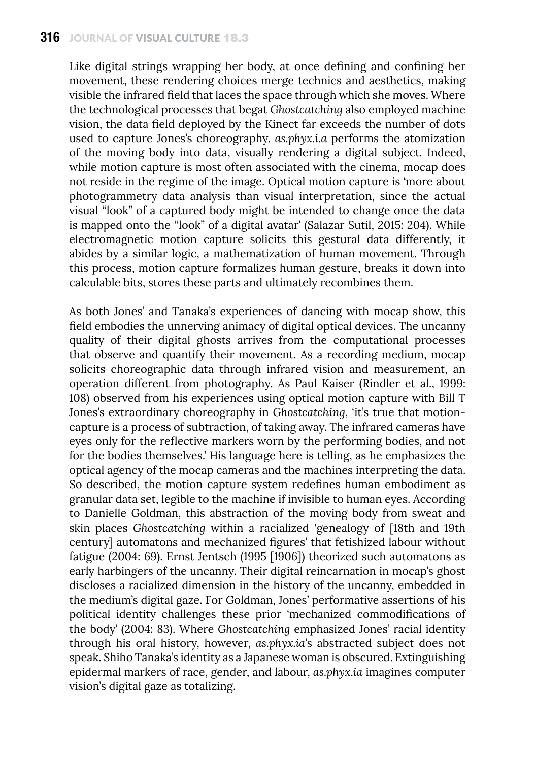Like digital strings wrapping her body, at once defining and confining her movement, these rendering choices merge technics and aesthetics, making visible the infrared field that laces the space through which she moves. Where the technological processes that begat *Ghostcatching* also employed machine vision, the data field deployed by the Kinect far exceeds the number of dots used to capture Jones's choreography. *as.phyx.i.a* performs the atomization of the moving body into data, visually rendering a digital subject. Indeed, while motion capture is most often associated with the cinema, mocap does not reside in the regime of the image. Optical motion capture is 'more about photogrammetry data analysis than visual interpretation, since the actual visual "look" of a captured body might be intended to change once the data is mapped onto the "look" of a digital avatar' (Salazar Sutil, 2015: 204). While electromagnetic motion capture solicits this gestural data differently, it abides by a similar logic, a mathematization of human movement. Through this process, motion capture formalizes human gesture, breaks it down into calculable bits, stores these parts and ultimately recombines them.

As both Jones' and Tanaka's experiences of dancing with mocap show, this field embodies the unnerving animacy of digital optical devices. The uncanny quality of their digital ghosts arrives from the computational processes that observe and quantify their movement. As a recording medium, mocap solicits choreographic data through infrared vision and measurement, an operation different from photography. As Paul Kaiser (Rindler et al., 1999: 108) observed from his experiences using optical motion capture with Bill T Jones's extraordinary choreography in *Ghostcatching*, 'it's true that motion-capture is a process of subtraction, of taking away. The infrared cameras have eyes only for the reflective markers worn by the performing bodies, and not for the bodies themselves.' His language here is telling, as he emphasizes the optical agency of the mocap cameras and the machines interpreting the data. So described, the motion capture system redefines human embodiment as granular data set, legible to the machine if invisible to human eyes. According to Danielle Goldman, this abstraction of the moving body from sweat and skin places *Ghostcatching* within a racialized 'genealogy of [18th and 19th century] automatons and mechanized figures' that fetishized labour without fatigue (2004: 69). Ernst Jentsch (1995 [1906]) theorized such automatons as early harbingers of the uncanny. Their digital reincarnation in mocap's ghost discloses a racialized dimension in the history of the uncanny, embedded in the medium's digital gaze. For Goldman, Jones' performative assertions of his political identity challenges these prior 'mechanized commodifications of the body' (2004: 83). Where *Ghostcatching* emphasized Jones' racial identity through his oral history, however, *as.phyx.ia*'s abstracted subject does not speak. Shiho Tanaka's identity as a Japanese woman is obscured. Extinguishing epidermal markers of race, gender, and labour, *as.phyx.ia* imagines computer vision's digital gaze as totalizing.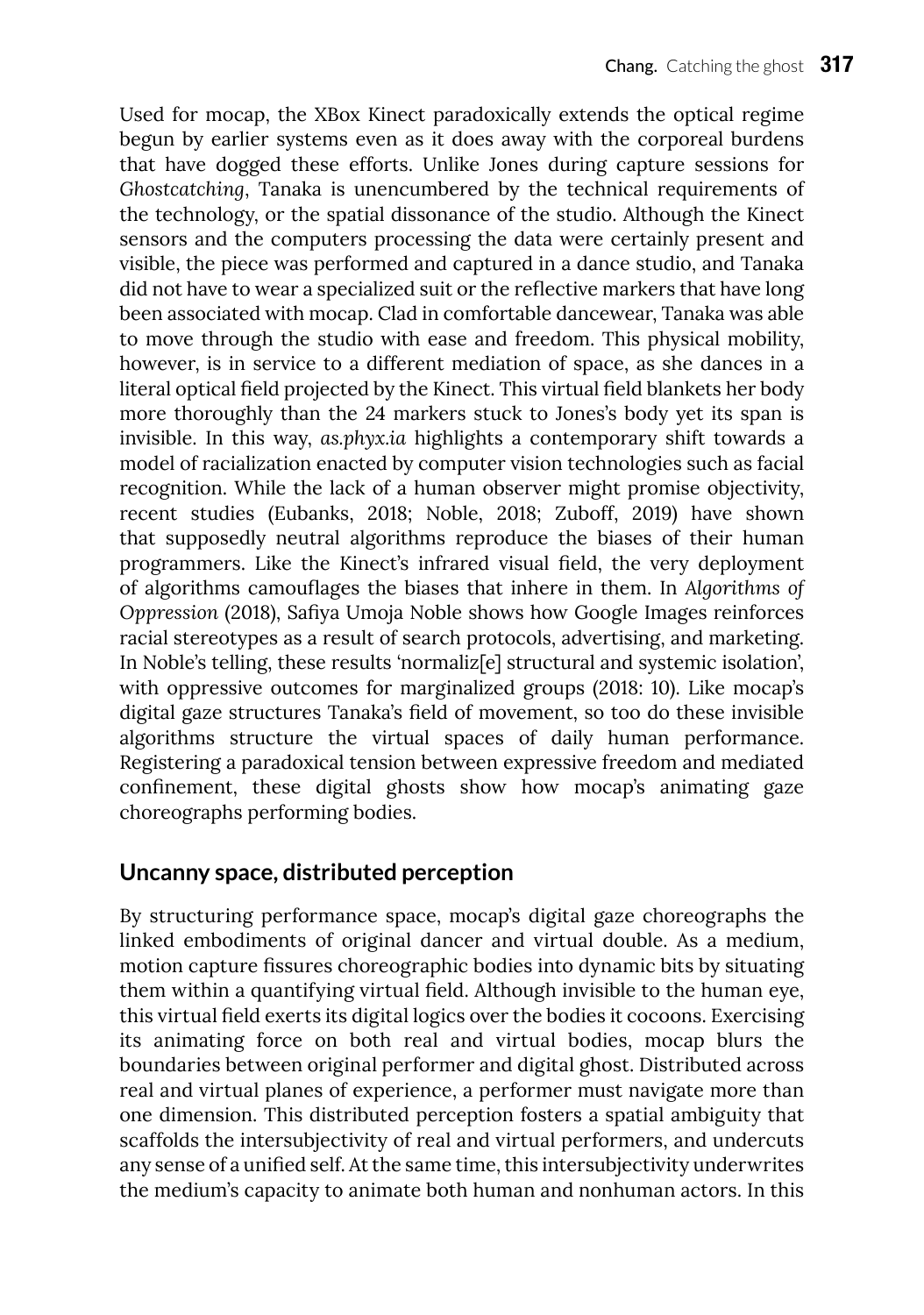Used for mocap, the XBox Kinect paradoxically extends the optical regime begun by earlier systems even as it does away with the corporeal burdens that have dogged these efforts. Unlike Jones during capture sessions for *Ghostcatching*, Tanaka is unencumbered by the technical requirements of the technology, or the spatial dissonance of the studio. Although the Kinect sensors and the computers processing the data were certainly present and visible, the piece was performed and captured in a dance studio, and Tanaka did not have to wear a specialized suit or the reflective markers that have long been associated with mocap. Clad in comfortable dancewear, Tanaka was able to move through the studio with ease and freedom. This physical mobility, however, is in service to a different mediation of space, as she dances in a literal optical field projected by the Kinect. This virtual field blankets her body more thoroughly than the 24 markers stuck to Jones's body yet its span is invisible. In this way, *as.phyx.ia* highlights a contemporary shift towards a model of racialization enacted by computer vision technologies such as facial recognition. While the lack of a human observer might promise objectivity, recent studies (Eubanks, 2018; Noble, 2018; Zuboff, 2019) have shown that supposedly neutral algorithms reproduce the biases of their human programmers. Like the Kinect's infrared visual field, the very deployment of algorithms camouflages the biases that inhere in them. In *Algorithms of Oppression* (2018), Safiya Umoja Noble shows how Google Images reinforces racial stereotypes as a result of search protocols, advertising, and marketing. In Noble's telling, these results 'normaliz[e] structural and systemic isolation', with oppressive outcomes for marginalized groups (2018: 10). Like mocap's digital gaze structures Tanaka's field of movement, so too do these invisible algorithms structure the virtual spaces of daily human performance. Registering a paradoxical tension between expressive freedom and mediated confinement, these digital ghosts show how mocap's animating gaze choreographs performing bodies.

## Uncanny space, distributed perception

By structuring performance space, mocap's digital gaze choreographs the linked embodiments of original dancer and virtual double. As a medium, motion capture fissures choreographic bodies into dynamic bits by situating them within a quantifying virtual field. Although invisible to the human eye, this virtual field exerts its digital logics over the bodies it cocoons. Exercising its animating force on both real and virtual bodies, mocap blurs the boundaries between original performer and digital ghost. Distributed across real and virtual planes of experience, a performer must navigate more than one dimension. This distributed perception fosters a spatial ambiguity that scaffolds the intersubjectivity of real and virtual performers, and undercuts any sense of a unified self. At the same time, this intersubjectivity underwrites the medium's capacity to animate both human and nonhuman actors. In this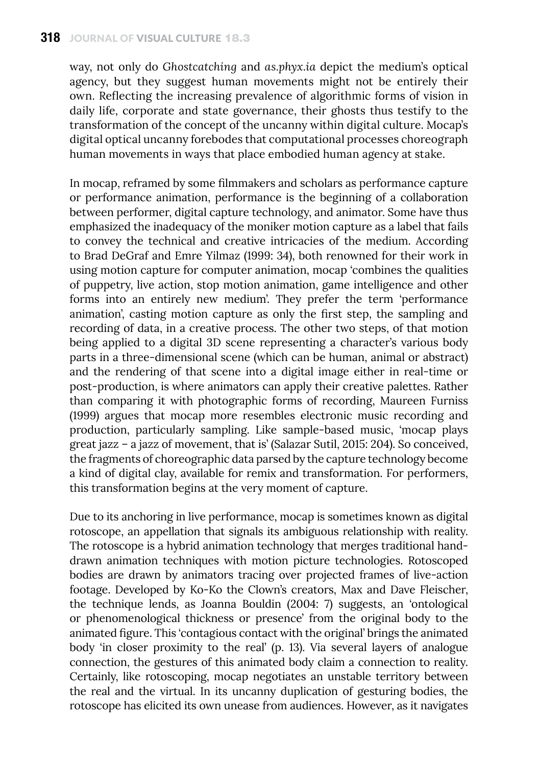way, not only do *Ghostcatching* and *as.phyx.ia* depict the medium's optical agency, but they suggest human movements might not be entirely their own. Reflecting the increasing prevalence of algorithmic forms of vision in daily life, corporate and state governance, their ghosts thus testify to the transformation of the concept of the uncanny within digital culture. Mocap's digital optical uncanny forebodes that computational processes choreograph human movements in ways that place embodied human agency at stake.

In mocap, reframed by some filmmakers and scholars as performance capture or performance animation, performance is the beginning of a collaboration between performer, digital capture technology, and animator. Some have thus emphasized the inadequacy of the moniker motion capture as a label that fails to convey the technical and creative intricacies of the medium. According to Brad DeGraf and Emre Yilmaz (1999: 34), both renowned for their work in using motion capture for computer animation, mocap 'combines the qualities of puppetry, live action, stop motion animation, game intelligence and other forms into an entirely new medium'. They prefer the term 'performance animation', casting motion capture as only the first step, the sampling and recording of data, in a creative process. The other two steps, of that motion being applied to a digital 3D scene representing a character's various body parts in a three-dimensional scene (which can be human, animal or abstract) and the rendering of that scene into a digital image either in real-time or post-production, is where animators can apply their creative palettes. Rather than comparing it with photographic forms of recording, Maureen Furniss (1999) argues that mocap more resembles electronic music recording and production, particularly sampling. Like sample-based music, 'mocap plays great jazz – a jazz of movement, that is' (Salazar Sutil, 2015: 204). So conceived, the fragments of choreographic data parsed by the capture technology become a kind of digital clay, available for remix and transformation. For performers, this transformation begins at the very moment of capture.

Due to its anchoring in live performance, mocap is sometimes known as digital rotoscope, an appellation that signals its ambiguous relationship with reality. The rotoscope is a hybrid animation technology that merges traditional hand-drawn animation techniques with motion picture technologies. Rotoscoped bodies are drawn by animators tracing over projected frames of live-action footage. Developed by Ko-Ko the Clown's creators, Max and Dave Fleischer, the technique lends, as Joanna Bouldin (2004: 7) suggests, an 'ontological or phenomenological thickness or presence' from the original body to the animated figure. This 'contagious contact with the original' brings the animated body 'in closer proximity to the real' (p. 13). Via several layers of analogue connection, the gestures of this animated body claim a connection to reality. Certainly, like rotoscoping, mocap negotiates an unstable territory between the real and the virtual. In its uncanny duplication of gesturing bodies, the rotoscope has elicited its own unease from audiences. However, as it navigates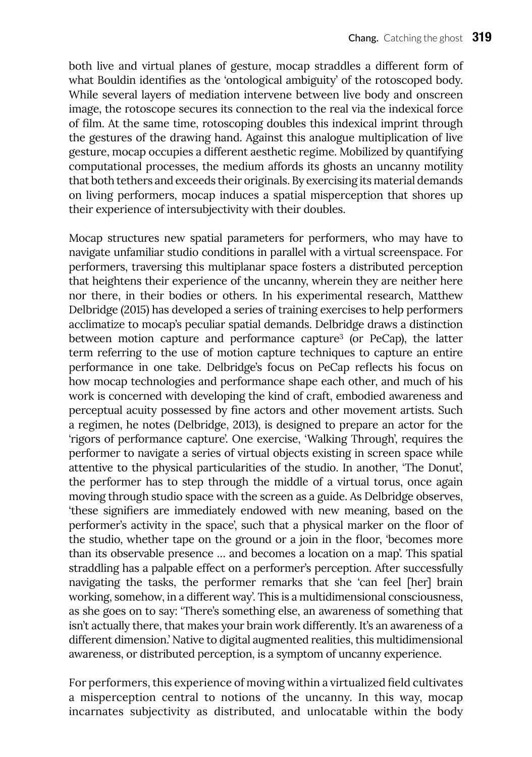both live and virtual planes of gesture, mocap straddles a different form of what Bouldin identifies as the 'ontological ambiguity' of the rotoscoped body. While several layers of mediation intervene between live body and onscreen image, the rotoscope secures its connection to the real via the indexical force of film. At the same time, rotoscoping doubles this indexical imprint through the gestures of the drawing hand. Against this analogue multiplication of live gesture, mocap occupies a different aesthetic regime. Mobilized by quantifying computational processes, the medium affords its ghosts an uncanny motility that both tethers and exceeds their originals. By exercising its material demands on living performers, mocap induces a spatial misperception that shores up their experience of intersubjectivity with their doubles.

Mocap structures new spatial parameters for performers, who may have to navigate unfamiliar studio conditions in parallel with a virtual screenspace. For performers, traversing this multiplanar space fosters a distributed perception that heightens their experience of the uncanny, wherein they are neither here nor there, in their bodies or others. In his experimental research, Matthew Delbridge (2015) has developed a series of training exercises to help performers acclimatize to mocap's peculiar spatial demands. Delbridge draws a distinction between motion capture and performance capture[3] (or PeCap), the latter term referring to the use of motion capture techniques to capture an entire performance in one take. Delbridge's focus on PeCap reflects his focus on how mocap technologies and performance shape each other, and much of his work is concerned with developing the kind of craft, embodied awareness and perceptual acuity possessed by fine actors and other movement artists. Such a regimen, he notes (Delbridge, 2013), is designed to prepare an actor for the 'rigors of performance capture'. One exercise, 'Walking Through', requires the performer to navigate a series of virtual objects existing in screen space while attentive to the physical particularities of the studio. In another, 'The Donut', the performer has to step through the middle of a virtual torus, once again moving through studio space with the screen as a guide. As Delbridge observes, 'these signifiers are immediately endowed with new meaning, based on the performer's activity in the space', such that a physical marker on the floor of the studio, whether tape on the ground or a join in the floor, 'becomes more than its observable presence … and becomes a location on a map'. This spatial straddling has a palpable effect on a performer's perception. After successfully navigating the tasks, the performer remarks that she 'can feel [her] brain working, somehow, in a different way'. This is a multidimensional consciousness, as she goes on to say: 'There's something else, an awareness of something that isn't actually there, that makes your brain work differently. It's an awareness of a different dimension.' Native to digital augmented realities, this multidimensional awareness, or distributed perception, is a symptom of uncanny experience.

For performers, this experience of moving within a virtualized field cultivates a misperception central to notions of the uncanny. In this way, mocap incarnates subjectivity as distributed, and unlocatable within the body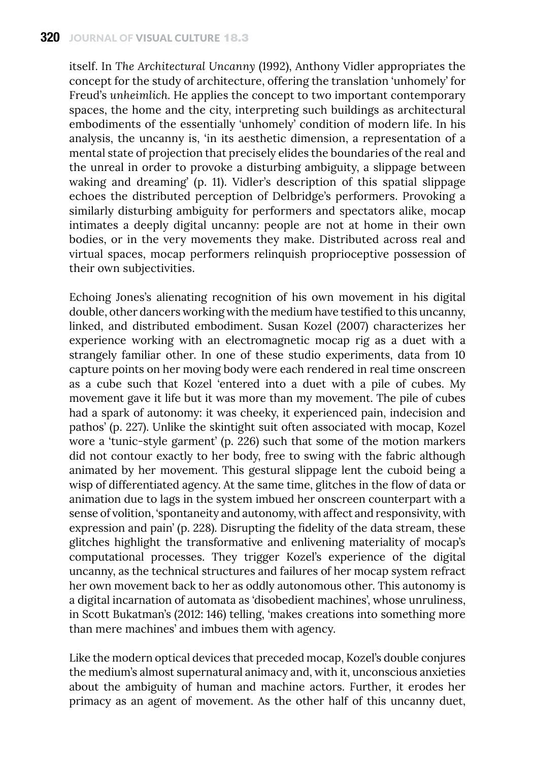itself. In *The Architectural Uncanny* (1992), Anthony Vidler appropriates the concept for the study of architecture, offering the translation 'unhomely' for Freud's *unheimlich*. He applies the concept to two important contemporary spaces, the home and the city, interpreting such buildings as architectural embodiments of the essentially 'unhomely' condition of modern life. In his analysis, the uncanny is, 'in its aesthetic dimension, a representation of a mental state of projection that precisely elides the boundaries of the real and the unreal in order to provoke a disturbing ambiguity, a slippage between waking and dreaming' (p. 11). Vidler's description of this spatial slippage echoes the distributed perception of Delbridge's performers. Provoking a similarly disturbing ambiguity for performers and spectators alike, mocap intimates a deeply digital uncanny: people are not at home in their own bodies, or in the very movements they make. Distributed across real and virtual spaces, mocap performers relinquish proprioceptive possession of their own subjectivities.

Echoing Jones's alienating recognition of his own movement in his digital double, other dancers working with the medium have testified to this uncanny, linked, and distributed embodiment. Susan Kozel (2007) characterizes her experience working with an electromagnetic mocap rig as a duet with a strangely familiar other. In one of these studio experiments, data from 10 capture points on her moving body were each rendered in real time onscreen as a cube such that Kozel 'entered into a duet with a pile of cubes. My movement gave it life but it was more than my movement. The pile of cubes had a spark of autonomy: it was cheeky, it experienced pain, indecision and pathos' (p. 227). Unlike the skintight suit often associated with mocap, Kozel wore a 'tunic-style garment' (p. 226) such that some of the motion markers did not contour exactly to her body, free to swing with the fabric although animated by her movement. This gestural slippage lent the cuboid being a wisp of differentiated agency. At the same time, glitches in the flow of data or animation due to lags in the system imbued her onscreen counterpart with a sense of volition, 'spontaneity and autonomy, with affect and responsivity, with expression and pain' (p. 228). Disrupting the fidelity of the data stream, these glitches highlight the transformative and enlivening materiality of mocap's computational processes. They trigger Kozel's experience of the digital uncanny, as the technical structures and failures of her mocap system refract her own movement back to her as oddly autonomous other. This autonomy is a digital incarnation of automata as 'disobedient machines', whose unruliness, in Scott Bukatman's (2012: 146) telling, 'makes creations into something more than mere machines' and imbues them with agency.

Like the modern optical devices that preceded mocap, Kozel's double conjures the medium's almost supernatural animacy and, with it, unconscious anxieties about the ambiguity of human and machine actors. Further, it erodes her primacy as an agent of movement. As the other half of this uncanny duet,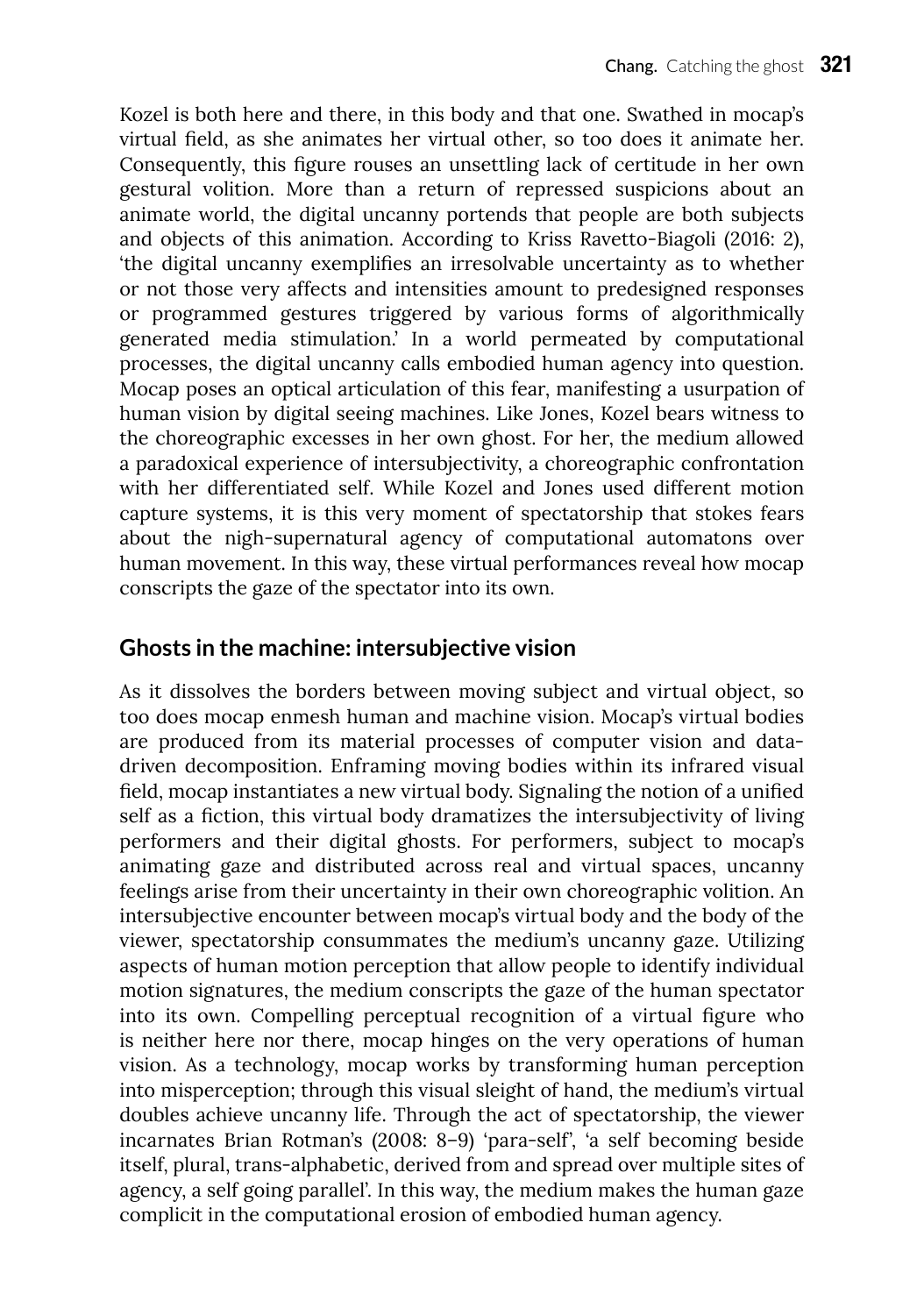Kozel is both here and there, in this body and that one. Swathed in mocap's virtual field, as she animates her virtual other, so too does it animate her. Consequently, this figure rouses an unsettling lack of certitude in her own gestural volition. More than a return of repressed suspicions about an animate world, the digital uncanny portends that people are both subjects and objects of this animation. According to Kriss Ravetto-Biagoli (2016: 2), 'the digital uncanny exemplifies an irresolvable uncertainty as to whether or not those very affects and intensities amount to predesigned responses or programmed gestures triggered by various forms of algorithmically generated media stimulation.' In a world permeated by computational processes, the digital uncanny calls embodied human agency into question. Mocap poses an optical articulation of this fear, manifesting a usurpation of human vision by digital seeing machines. Like Jones, Kozel bears witness to the choreographic excesses in her own ghost. For her, the medium allowed a paradoxical experience of intersubjectivity, a choreographic confrontation with her differentiated self. While Kozel and Jones used different motion capture systems, it is this very moment of spectatorship that stokes fears about the nigh-supernatural agency of computational automatons over human movement. In this way, these virtual performances reveal how mocap conscripts the gaze of the spectator into its own.

## Ghosts in the machine: intersubjective vision

As it dissolves the borders between moving subject and virtual object, so too does mocap enmesh human and machine vision. Mocap's virtual bodies are produced from its material processes of computer vision and data-driven decomposition. Enframing moving bodies within its infrared visual field, mocap instantiates a new virtual body. Signaling the notion of a unified self as a fiction, this virtual body dramatizes the intersubjectivity of living performers and their digital ghosts. For performers, subject to mocap's animating gaze and distributed across real and virtual spaces, uncanny feelings arise from their uncertainty in their own choreographic volition. An intersubjective encounter between mocap's virtual body and the body of the viewer, spectatorship consummates the medium's uncanny gaze. Utilizing aspects of human motion perception that allow people to identify individual motion signatures, the medium conscripts the gaze of the human spectator into its own. Compelling perceptual recognition of a virtual figure who is neither here nor there, mocap hinges on the very operations of human vision. As a technology, mocap works by transforming human perception into misperception; through this visual sleight of hand, the medium's virtual doubles achieve uncanny life. Through the act of spectatorship, the viewer incarnates Brian Rotman's (2008: 8–9) 'para-self', 'a self becoming beside itself, plural, trans-alphabetic, derived from and spread over multiple sites of agency, a self going parallel'. In this way, the medium makes the human gaze complicit in the computational erosion of embodied human agency.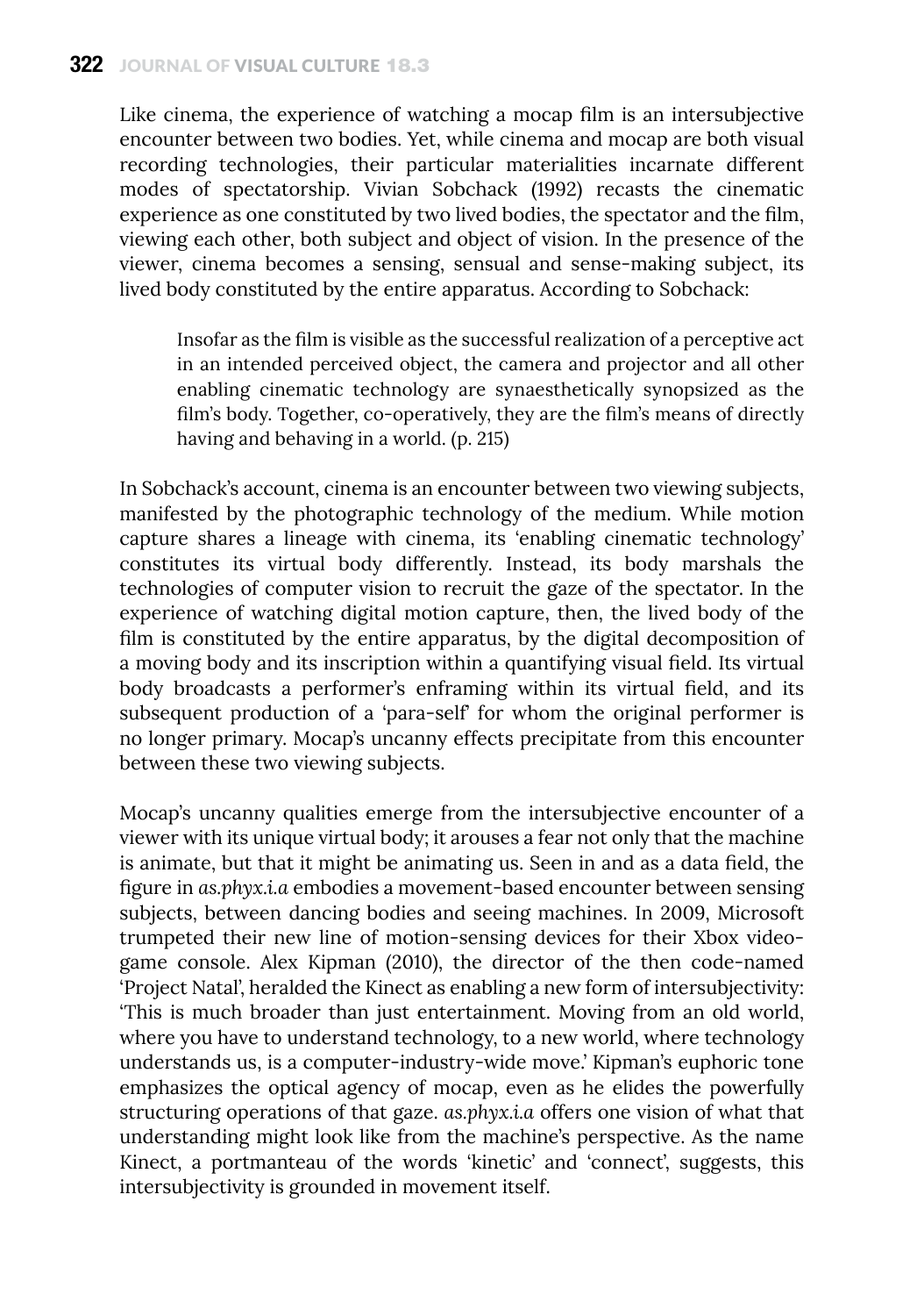Like cinema, the experience of watching a mocap film is an intersubjective encounter between two bodies. Yet, while cinema and mocap are both visual recording technologies, their particular materialities incarnate different modes of spectatorship. Vivian Sobchack (1992) recasts the cinematic experience as one constituted by two lived bodies, the spectator and the film, viewing each other, both subject and object of vision. In the presence of the viewer, cinema becomes a sensing, sensual and sense-making subject, its lived body constituted by the entire apparatus. According to Sobchack:

> Insofar as the film is visible as the successful realization of a perceptive act in an intended perceived object, the camera and projector and all other enabling cinematic technology are synaesthetically synopsized as the film's body. Together, co-operatively, they are the film's means of directly having and behaving in a world. (p. 215)

In Sobchack's account, cinema is an encounter between two viewing subjects, manifested by the photographic technology of the medium. While motion capture shares a lineage with cinema, its 'enabling cinematic technology' constitutes its virtual body differently. Instead, its body marshals the technologies of computer vision to recruit the gaze of the spectator. In the experience of watching digital motion capture, then, the lived body of the film is constituted by the entire apparatus, by the digital decomposition of a moving body and its inscription within a quantifying visual field. Its virtual body broadcasts a performer's enframing within its virtual field, and its subsequent production of a 'para-self' for whom the original performer is no longer primary. Mocap's uncanny effects precipitate from this encounter between these two viewing subjects.

Mocap's uncanny qualities emerge from the intersubjective encounter of a viewer with its unique virtual body; it arouses a fear not only that the machine is animate, but that it might be animating us. Seen in and as a data field, the figure in *as.phyx.i.a* embodies a movement-based encounter between sensing subjects, between dancing bodies and seeing machines. In 2009, Microsoft trumpeted their new line of motion-sensing devices for their Xbox video-game console. Alex Kipman (2010), the director of the then code-named 'Project Natal', heralded the Kinect as enabling a new form of intersubjectivity: 'This is much broader than just entertainment. Moving from an old world, where you have to understand technology, to a new world, where technology understands us, is a computer-industry-wide move.' Kipman's euphoric tone emphasizes the optical agency of mocap, even as he elides the powerfully structuring operations of that gaze. *as.phyx.i.a* offers one vision of what that understanding might look like from the machine's perspective. As the name Kinect, a portmanteau of the words 'kinetic' and 'connect', suggests, this intersubjectivity is grounded in movement itself.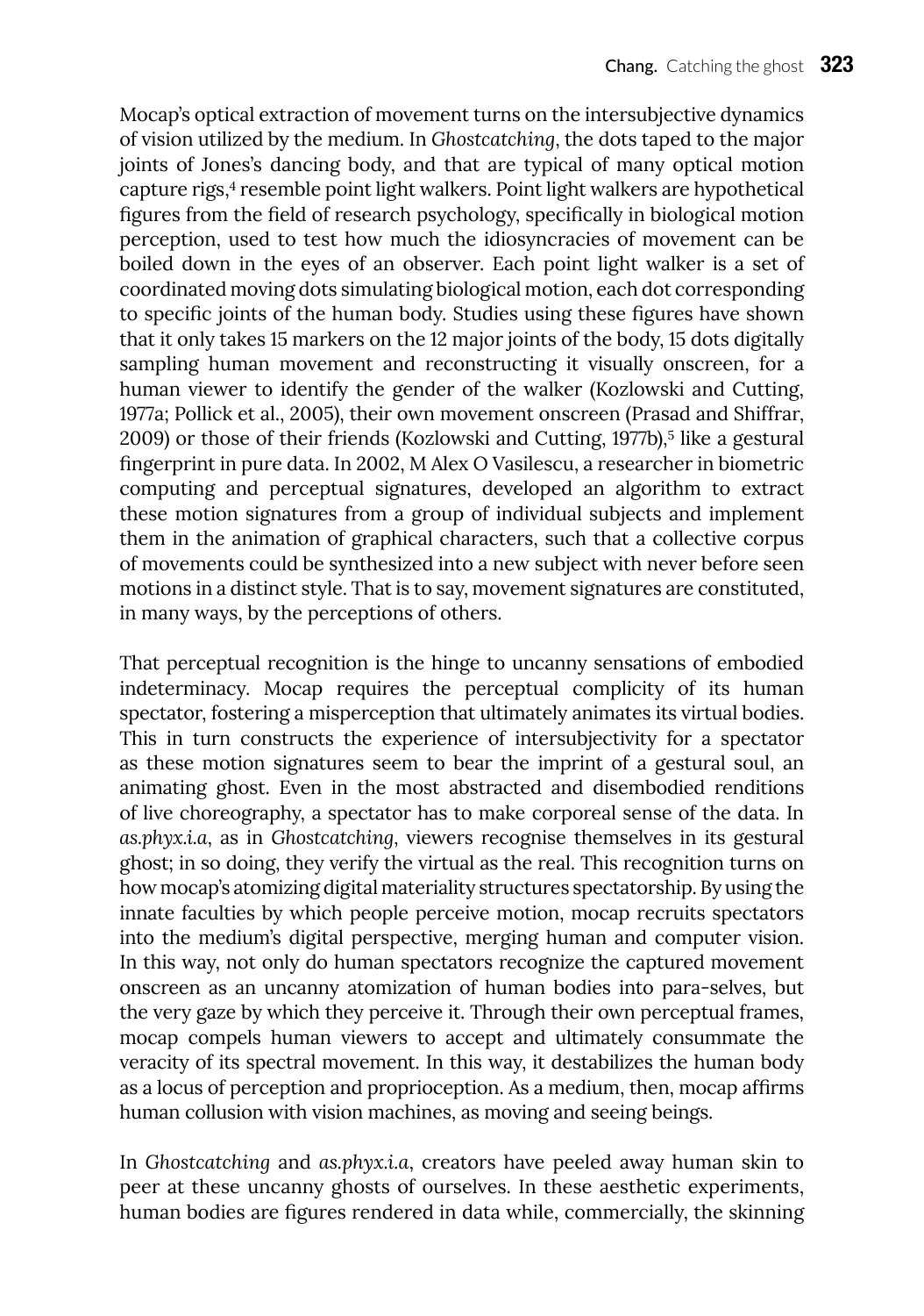Mocap's optical extraction of movement turns on the intersubjective dynamics of vision utilized by the medium. In *Ghostcatching*, the dots taped to the major joints of Jones's dancing body, and that are typical of many optical motion capture rigs,[4] resemble point light walkers. Point light walkers are hypothetical figures from the field of research psychology, specifically in biological motion perception, used to test how much the idiosyncracies of movement can be boiled down in the eyes of an observer. Each point light walker is a set of coordinated moving dots simulating biological motion, each dot corresponding to specific joints of the human body. Studies using these figures have shown that it only takes 15 markers on the 12 major joints of the body, 15 dots digitally sampling human movement and reconstructing it visually onscreen, for a human viewer to identify the gender of the walker (Kozlowski and Cutting, 1977a; Pollick et al., 2005), their own movement onscreen (Prasad and Shiffrar, 2009) or those of their friends (Kozlowski and Cutting, 1977b),[5] like a gestural fingerprint in pure data. In 2002, M Alex O Vasilescu, a researcher in biometric computing and perceptual signatures, developed an algorithm to extract these motion signatures from a group of individual subjects and implement them in the animation of graphical characters, such that a collective corpus of movements could be synthesized into a new subject with never before seen motions in a distinct style. That is to say, movement signatures are constituted, in many ways, by the perceptions of others.

That perceptual recognition is the hinge to uncanny sensations of embodied indeterminacy. Mocap requires the perceptual complicity of its human spectator, fostering a misperception that ultimately animates its virtual bodies. This in turn constructs the experience of intersubjectivity for a spectator as these motion signatures seem to bear the imprint of a gestural soul, an animating ghost. Even in the most abstracted and disembodied renditions of live choreography, a spectator has to make corporeal sense of the data. In *as.phyx.i.a*, as in *Ghostcatching*, viewers recognise themselves in its gestural ghost; in so doing, they verify the virtual as the real. This recognition turns on how mocap's atomizing digital materiality structures spectatorship. By using the innate faculties by which people perceive motion, mocap recruits spectators into the medium's digital perspective, merging human and computer vision. In this way, not only do human spectators recognize the captured movement onscreen as an uncanny atomization of human bodies into para-selves, but the very gaze by which they perceive it. Through their own perceptual frames, mocap compels human viewers to accept and ultimately consummate the veracity of its spectral movement. In this way, it destabilizes the human body as a locus of perception and proprioception. As a medium, then, mocap affirms human collusion with vision machines, as moving and seeing beings.

In *Ghostcatching* and *as.phyx.i.a*, creators have peeled away human skin to peer at these uncanny ghosts of ourselves. In these aesthetic experiments, human bodies are figures rendered in data while, commercially, the skinning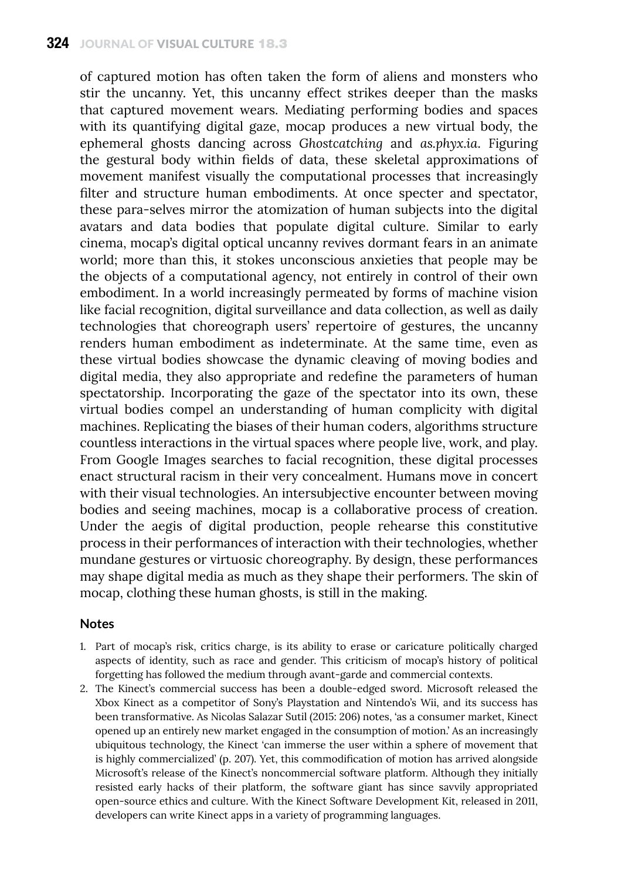of captured motion has often taken the form of aliens and monsters who stir the uncanny. Yet, this uncanny effect strikes deeper than the masks that captured movement wears. Mediating performing bodies and spaces with its quantifying digital gaze, mocap produces a new virtual body, the ephemeral ghosts dancing across *Ghostcatching* and *as.phyx.ia*. Figuring the gestural body within fields of data, these skeletal approximations of movement manifest visually the computational processes that increasingly filter and structure human embodiments. At once specter and spectator, these para-selves mirror the atomization of human subjects into the digital avatars and data bodies that populate digital culture. Similar to early cinema, mocap's digital optical uncanny revives dormant fears in an animate world; more than this, it stokes unconscious anxieties that people may be the objects of a computational agency, not entirely in control of their own embodiment. In a world increasingly permeated by forms of machine vision like facial recognition, digital surveillance and data collection, as well as daily technologies that choreograph users' repertoire of gestures, the uncanny renders human embodiment as indeterminate. At the same time, even as these virtual bodies showcase the dynamic cleaving of moving bodies and digital media, they also appropriate and redefine the parameters of human spectatorship. Incorporating the gaze of the spectator into its own, these virtual bodies compel an understanding of human complicity with digital machines. Replicating the biases of their human coders, algorithms structure countless interactions in the virtual spaces where people live, work, and play. From Google Images searches to facial recognition, these digital processes enact structural racism in their very concealment. Humans move in concert with their visual technologies. An intersubjective encounter between moving bodies and seeing machines, mocap is a collaborative process of creation. Under the aegis of digital production, people rehearse this constitutive process in their performances of interaction with their technologies, whether mundane gestures or virtuosic choreography. By design, these performances may shape digital media as much as they shape their performers. The skin of mocap, clothing these human ghosts, is still in the making.

## Notes

1. Part of mocap's risk, critics charge, is its ability to erase or caricature politically charged aspects of identity, such as race and gender. This criticism of mocap's history of political forgetting has followed the medium through avant-garde and commercial contexts.
2. The Kinect's commercial success has been a double-edged sword. Microsoft released the Xbox Kinect as a competitor of Sony's Playstation and Nintendo's Wii, and its success has been transformative. As Nicolas Salazar Sutil (2015: 206) notes, 'as a consumer market, Kinect opened up an entirely new market engaged in the consumption of motion.' As an increasingly ubiquitous technology, the Kinect 'can immerse the user within a sphere of movement that is highly commercialized' (p. 207). Yet, this commodification of motion has arrived alongside Microsoft's release of the Kinect's noncommercial software platform. Although they initially resisted early hacks of their platform, the software giant has since savvily appropriated open-source ethics and culture. With the Kinect Software Development Kit, released in 2011, developers can write Kinect apps in a variety of programming languages.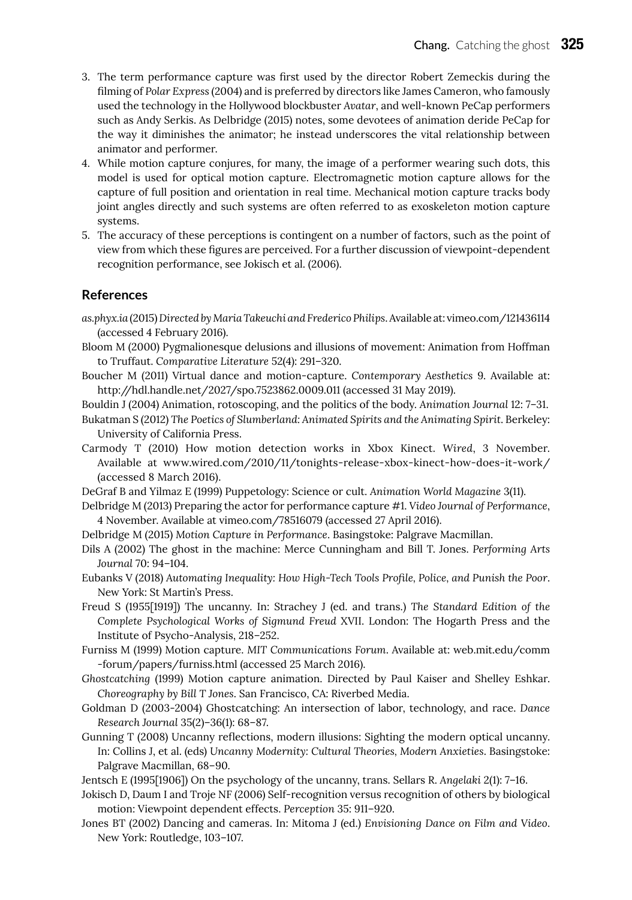3. The term performance capture was first used by the director Robert Zemeckis during the filming of *Polar Express* (2004) and is preferred by directors like James Cameron, who famously used the technology in the Hollywood blockbuster *Avatar*, and well-known PeCap performers such as Andy Serkis. As Delbridge (2015) notes, some devotees of animation deride PeCap for the way it diminishes the animator; he instead underscores the vital relationship between animator and performer.
4. While motion capture conjures, for many, the image of a performer wearing such dots, this model is used for optical motion capture. Electromagnetic motion capture allows for the capture of full position and orientation in real time. Mechanical motion capture tracks body joint angles directly and such systems are often referred to as exoskeleton motion capture systems.
5. The accuracy of these perceptions is contingent on a number of factors, such as the point of view from which these figures are perceived. For a further discussion of viewpoint-dependent recognition performance, see Jokisch et al. (2006).

## References

*as.phyx.ia* (2015) *Directed by Maria Takeuchi and Frederico Philips*. Available at: vimeo.com/121436114 (accessed 4 February 2016).

Bloom M (2000) Pygmalionesque delusions and illusions of movement: Animation from Hoffman to Truffaut. *Comparative Literature* 52(4): 291–320.

Boucher M (2011) Virtual dance and motion-capture. *Contemporary Aesthetics* 9. Available at: http://hdl.handle.net/2027/spo.7523862.0009.011 (accessed 31 May 2019).

Bouldin J (2004) Animation, rotoscoping, and the politics of the body. *Animation Journal* 12: 7–31.

Bukatman S (2012) *The Poetics of Slumberland: Animated Spirits and the Animating Spirit*. Berkeley: University of California Press.

Carmody T (2010) How motion detection works in Xbox Kinect. *Wired*, 3 November. Available at www.wired.com/2010/11/tonights-release-xbox-kinect-how-does-it-work/ (accessed 8 March 2016).

DeGraf B and Yilmaz E (1999) Puppetology: Science or cult. *Animation World Magazine* 3(11).

Delbridge M (2013) Preparing the actor for performance capture #1. *Video Journal of Performance*, 4 November. Available at vimeo.com/78516079 (accessed 27 April 2016).

Delbridge M (2015) *Motion Capture in Performance*. Basingstoke: Palgrave Macmillan.

Dils A (2002) The ghost in the machine: Merce Cunningham and Bill T. Jones. *Performing Arts Journal* 70: 94–104.

Eubanks V (2018) *Automating Inequality: How High-Tech Tools Profile, Police, and Punish the Poor*. New York: St Martin's Press.

Freud S (1955[1919]) The uncanny. In: Strachey J (ed. and trans.) *The Standard Edition of the Complete Psychological Works of Sigmund Freud* XVII. London: The Hogarth Press and the Institute of Psycho-Analysis, 218–252.

Furniss M (1999) Motion capture. *MIT Communications Forum*. Available at: web.mit.edu/comm-forum/papers/furniss.html (accessed 25 March 2016).

*Ghostcatching* (1999) Motion capture animation. Directed by Paul Kaiser and Shelley Eshkar. *Choreography by Bill T Jones*. San Francisco, CA: Riverbed Media.

Goldman D (2003-2004) Ghostcatching: An intersection of labor, technology, and race. *Dance Research Journal* 35(2)–36(1): 68–87.

Gunning T (2008) Uncanny reflections, modern illusions: Sighting the modern optical uncanny. In: Collins J, et al. (eds) *Uncanny Modernity: Cultural Theories, Modern Anxieties*. Basingstoke: Palgrave Macmillan, 68–90.

Jentsch E (1995[1906]) On the psychology of the uncanny, trans. Sellars R. *Angelaki* 2(1): 7–16.

Jokisch D, Daum I and Troje NF (2006) Self-recognition versus recognition of others by biological motion: Viewpoint dependent effects. *Perception* 35: 911–920.

Jones BT (2002) Dancing and cameras. In: Mitoma J (ed.) *Envisioning Dance on Film and Video*. New York: Routledge, 103–107.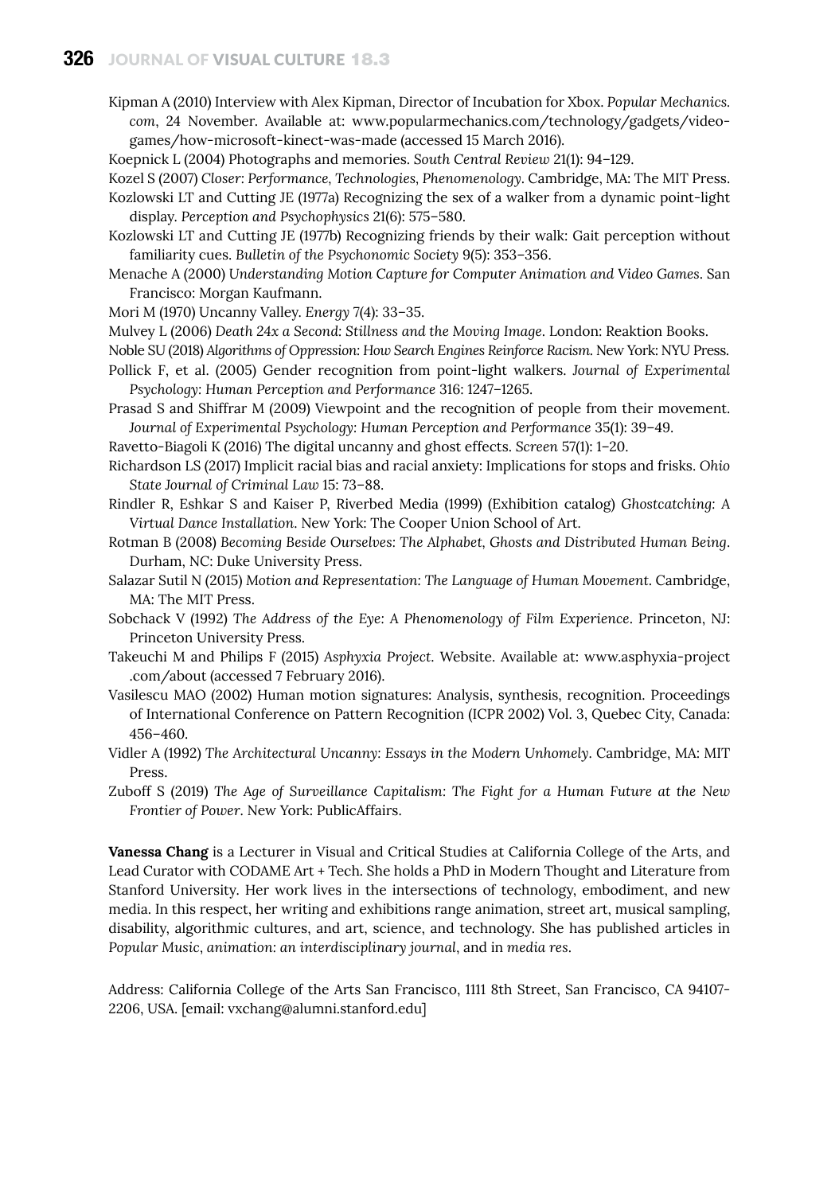Kipman A (2010) Interview with Alex Kipman, Director of Incubation for Xbox. *Popular Mechanics.com*, 24 November. Available at: www.popularmechanics.com/technology/gadgets/video-games/how-microsoft-kinect-was-made (accessed 15 March 2016).

Koepnick L (2004) Photographs and memories. *South Central Review* 21(1): 94–129.

Kozel S (2007) *Closer: Performance, Technologies, Phenomenology*. Cambridge, MA: The MIT Press.

Kozlowski LT and Cutting JE (1977a) Recognizing the sex of a walker from a dynamic point-light display. *Perception and Psychophysics* 21(6): 575–580.

Kozlowski LT and Cutting JE (1977b) Recognizing friends by their walk: Gait perception without familiarity cues. *Bulletin of the Psychonomic Society* 9(5): 353–356.

Menache A (2000) *Understanding Motion Capture for Computer Animation and Video Games*. San Francisco: Morgan Kaufmann.

Mori M (1970) Uncanny Valley. *Energy* 7(4): 33–35.

Mulvey L (2006) *Death 24x a Second: Stillness and the Moving Image*. London: Reaktion Books.

Noble SU (2018) *Algorithms of Oppression: How Search Engines Reinforce Racism*. New York: NYU Press.

Pollick F, et al. (2005) Gender recognition from point-light walkers. *Journal of Experimental Psychology: Human Perception and Performance* 316: 1247–1265.

Prasad S and Shiffrar M (2009) Viewpoint and the recognition of people from their movement. *Journal of Experimental Psychology: Human Perception and Performance* 35(1): 39–49.

Ravetto-Biagoli K (2016) The digital uncanny and ghost effects. *Screen* 57(1): 1–20.

Richardson LS (2017) Implicit racial bias and racial anxiety: Implications for stops and frisks. *Ohio State Journal of Criminal Law* 15: 73–88.

Rindler R, Eshkar S and Kaiser P, Riverbed Media (1999) (Exhibition catalog) *Ghostcatching: A Virtual Dance Installation*. New York: The Cooper Union School of Art.

Rotman B (2008) *Becoming Beside Ourselves: The Alphabet, Ghosts and Distributed Human Being*. Durham, NC: Duke University Press.

Salazar Sutil N (2015) *Motion and Representation: The Language of Human Movement*. Cambridge, MA: The MIT Press.

Sobchack V (1992) *The Address of the Eye: A Phenomenology of Film Experience*. Princeton, NJ: Princeton University Press.

Takeuchi M and Philips F (2015) *Asphyxia Project*. Website. Available at: www.asphyxia-project.com/about (accessed 7 February 2016).

Vasilescu MAO (2002) Human motion signatures: Analysis, synthesis, recognition. Proceedings of International Conference on Pattern Recognition (ICPR 2002) Vol. 3, Quebec City, Canada: 456–460.

Vidler A (1992) *The Architectural Uncanny: Essays in the Modern Unhomely*. Cambridge, MA: MIT Press.

Zuboff S (2019) *The Age of Surveillance Capitalism: The Fight for a Human Future at the New Frontier of Power*. New York: PublicAffairs.

**Vanessa Chang** is a Lecturer in Visual and Critical Studies at California College of the Arts, and Lead Curator with CODAME Art + Tech. She holds a PhD in Modern Thought and Literature from Stanford University. Her work lives in the intersections of technology, embodiment, and new media. In this respect, her writing and exhibitions range animation, street art, musical sampling, disability, algorithmic cultures, and art, science, and technology. She has published articles in *Popular Music*, *animation: an interdisciplinary journal*, and in *media res*.

Address: California College of the Arts San Francisco, 1111 8th Street, San Francisco, CA 94107-2206, USA. [email: vxchang@alumni.stanford.edu]